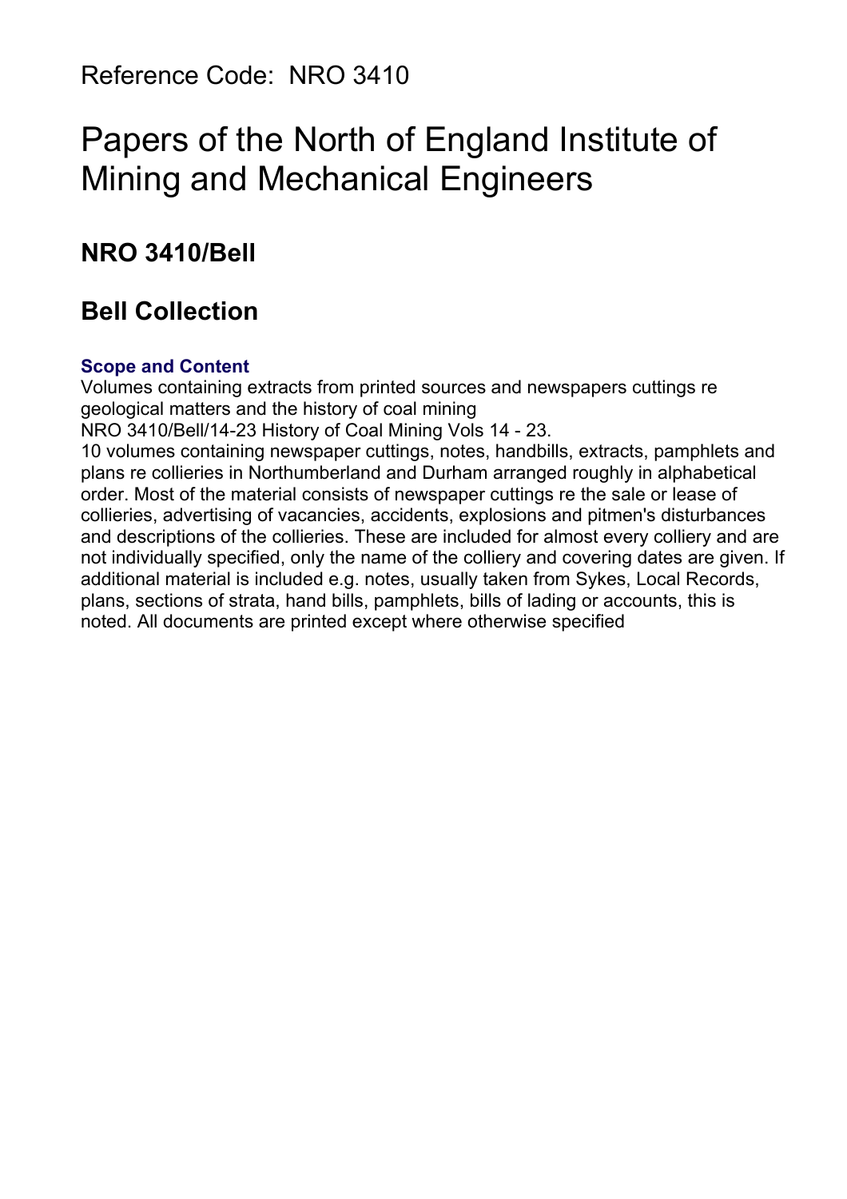Reference Code: NRO 3410

# Papers of the North of England Institute of Mining and Mechanical Engineers

## NRO 3410/Bell

## Bell Collection

### Scope and Content

Volumes containing extracts from printed sources and newspapers cuttings re geological matters and the history of coal mining

NRO 3410/Bell/14-23 History of Coal Mining Vols 14 - 23.

10 volumes containing newspaper cuttings, notes, handbills, extracts, pamphlets and plans re collieries in Northumberland and Durham arranged roughly in alphabetical order. Most of the material consists of newspaper cuttings re the sale or lease of collieries, advertising of vacancies, accidents, explosions and pitmen's disturbances and descriptions of the collieries. These are included for almost every colliery and are not individually specified, only the name of the colliery and covering dates are given. If additional material is included e.g. notes, usually taken from Sykes, Local Records, plans, sections of strata, hand bills, pamphlets, bills of lading or accounts, this is noted. All documents are printed except where otherwise specified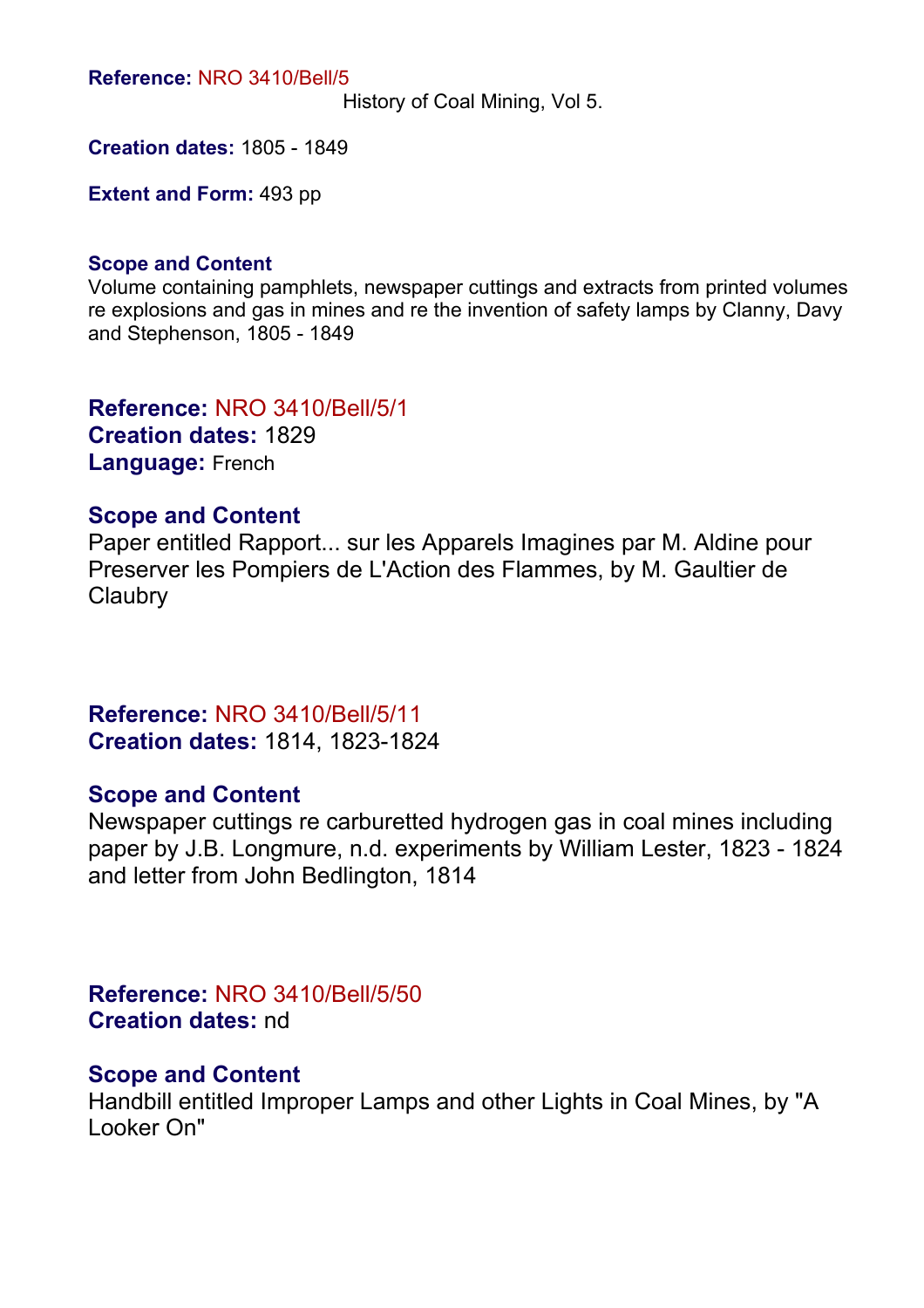**Reference:** NRO 3410/Bell/5
History of Coal Mining, Vol 5.

**Creation dates:** 1805 - 1849

**Extent and Form:** 493 pp

**Scope and Content**
Volume containing pamphlets, newspaper cuttings and extracts from printed volumes re explosions and gas in mines and re the invention of safety lamps by Clanny, Davy and Stephenson, 1805 - 1849

**Reference:** NRO 3410/Bell/5/1
**Creation dates:** 1829
**Language:** French

**Scope and Content**
Paper entitled Rapport... sur les Apparels Imagines par M. Aldine pour Preserver les Pompiers de L'Action des Flammes, by M. Gaultier de Claubry

**Reference:** NRO 3410/Bell/5/11
**Creation dates:** 1814, 1823-1824

**Scope and Content**
Newspaper cuttings re carburetted hydrogen gas in coal mines including paper by J.B. Longmure, n.d. experiments by William Lester, 1823 - 1824 and letter from John Bedlington, 1814

**Reference:** NRO 3410/Bell/5/50
**Creation dates:** nd

**Scope and Content**
Handbill entitled Improper Lamps and other Lights in Coal Mines, by "A Looker On"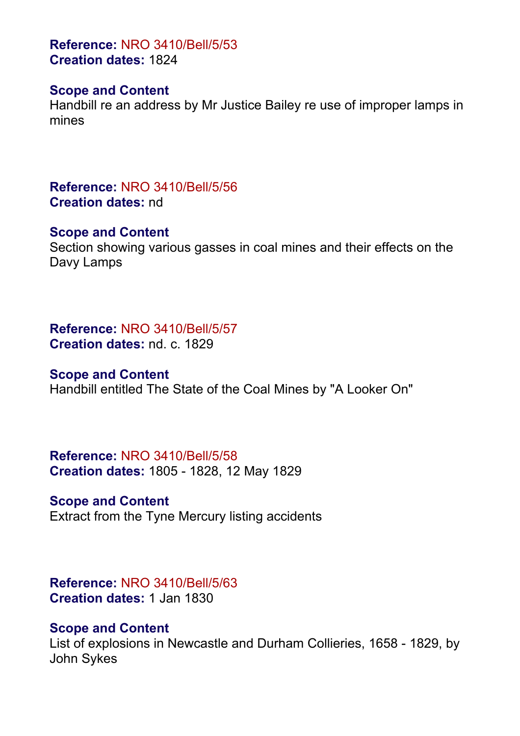**Reference:** NRO 3410/Bell/5/53
**Creation dates:** 1824

**Scope and Content**
Handbill re an address by Mr Justice Bailey re use of improper lamps in mines

**Reference:** NRO 3410/Bell/5/56
**Creation dates:** nd

**Scope and Content**
Section showing various gasses in coal mines and their effects on the Davy Lamps

**Reference:** NRO 3410/Bell/5/57
**Creation dates:** nd. c. 1829

**Scope and Content**
Handbill entitled The State of the Coal Mines by "A Looker On"

**Reference:** NRO 3410/Bell/5/58
**Creation dates:** 1805 - 1828, 12 May 1829

**Scope and Content**
Extract from the Tyne Mercury listing accidents

**Reference:** NRO 3410/Bell/5/63
**Creation dates:** 1 Jan 1830

**Scope and Content**
List of explosions in Newcastle and Durham Collieries, 1658 - 1829, by John Sykes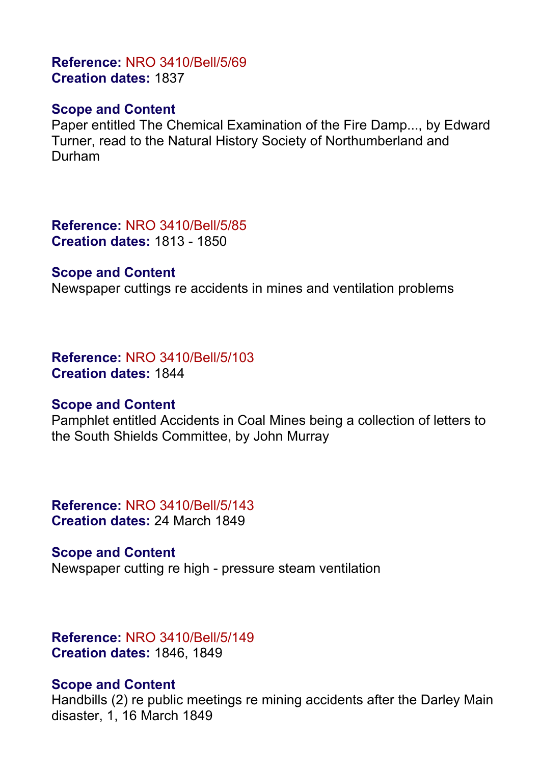**Reference:** NRO 3410/Bell/5/69
**Creation dates:** 1837

**Scope and Content**
Paper entitled The Chemical Examination of the Fire Damp..., by Edward Turner, read to the Natural History Society of Northumberland and Durham

**Reference:** NRO 3410/Bell/5/85
**Creation dates:** 1813 - 1850

**Scope and Content**
Newspaper cuttings re accidents in mines and ventilation problems

**Reference:** NRO 3410/Bell/5/103
**Creation dates:** 1844

**Scope and Content**
Pamphlet entitled Accidents in Coal Mines being a collection of letters to the South Shields Committee, by John Murray

**Reference:** NRO 3410/Bell/5/143
**Creation dates:** 24 March 1849

**Scope and Content**
Newspaper cutting re high - pressure steam ventilation

**Reference:** NRO 3410/Bell/5/149
**Creation dates:** 1846, 1849

**Scope and Content**
Handbills (2) re public meetings re mining accidents after the Darley Main disaster, 1, 16 March 1849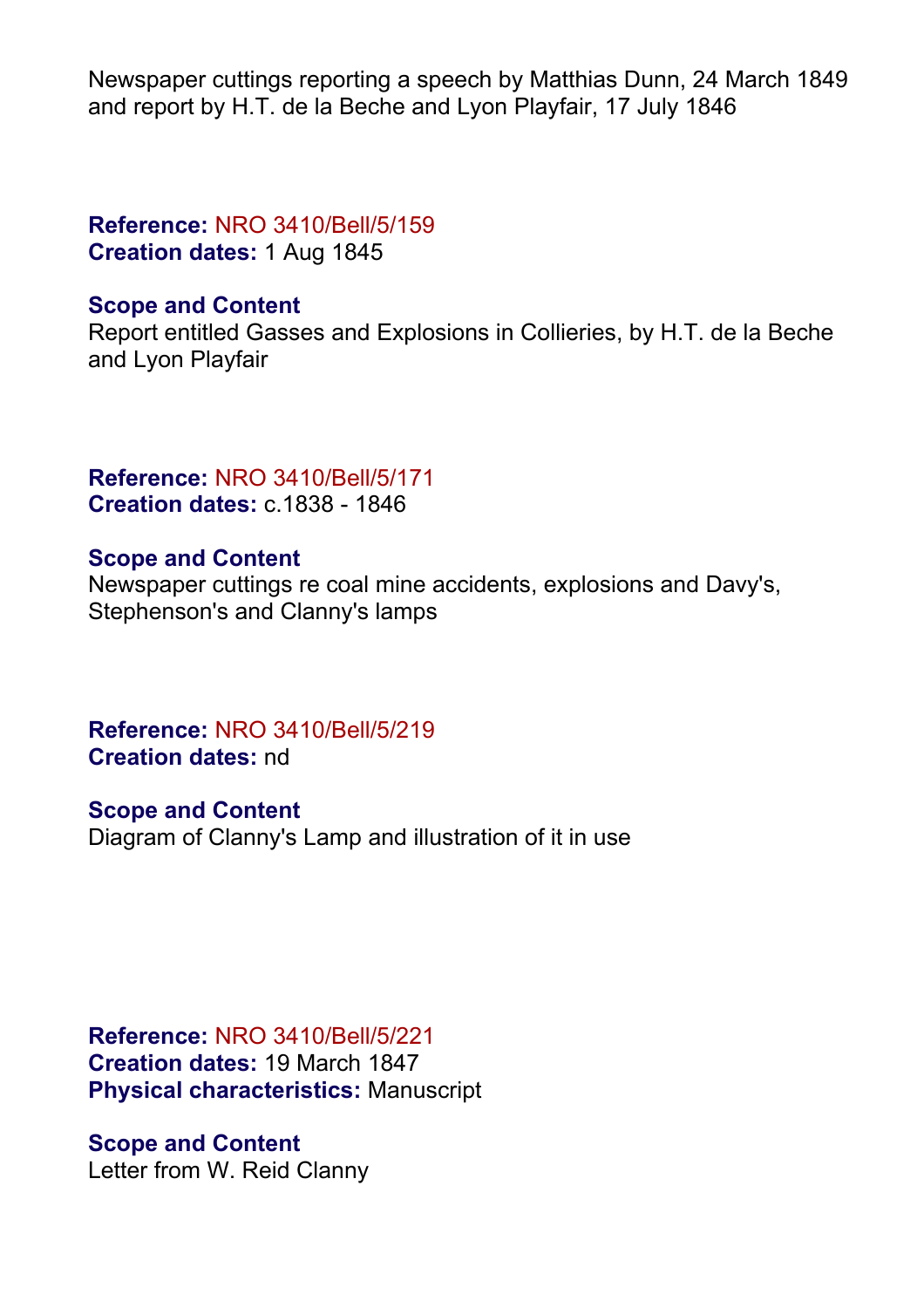Newspaper cuttings reporting a speech by Matthias Dunn, 24 March 1849 and report by H.T. de la Beche and Lyon Playfair, 17 July 1846

**Reference:** NRO 3410/Bell/5/159
**Creation dates:** 1 Aug 1845

**Scope and Content**
Report entitled Gasses and Explosions in Collieries, by H.T. de la Beche and Lyon Playfair

**Reference:** NRO 3410/Bell/5/171
**Creation dates:** c.1838 - 1846

**Scope and Content**
Newspaper cuttings re coal mine accidents, explosions and Davy's, Stephenson's and Clanny's lamps

**Reference:** NRO 3410/Bell/5/219
**Creation dates:** nd

**Scope and Content**
Diagram of Clanny's Lamp and illustration of it in use

**Reference:** NRO 3410/Bell/5/221
**Creation dates:** 19 March 1847
**Physical characteristics:** Manuscript

**Scope and Content**
Letter from W. Reid Clanny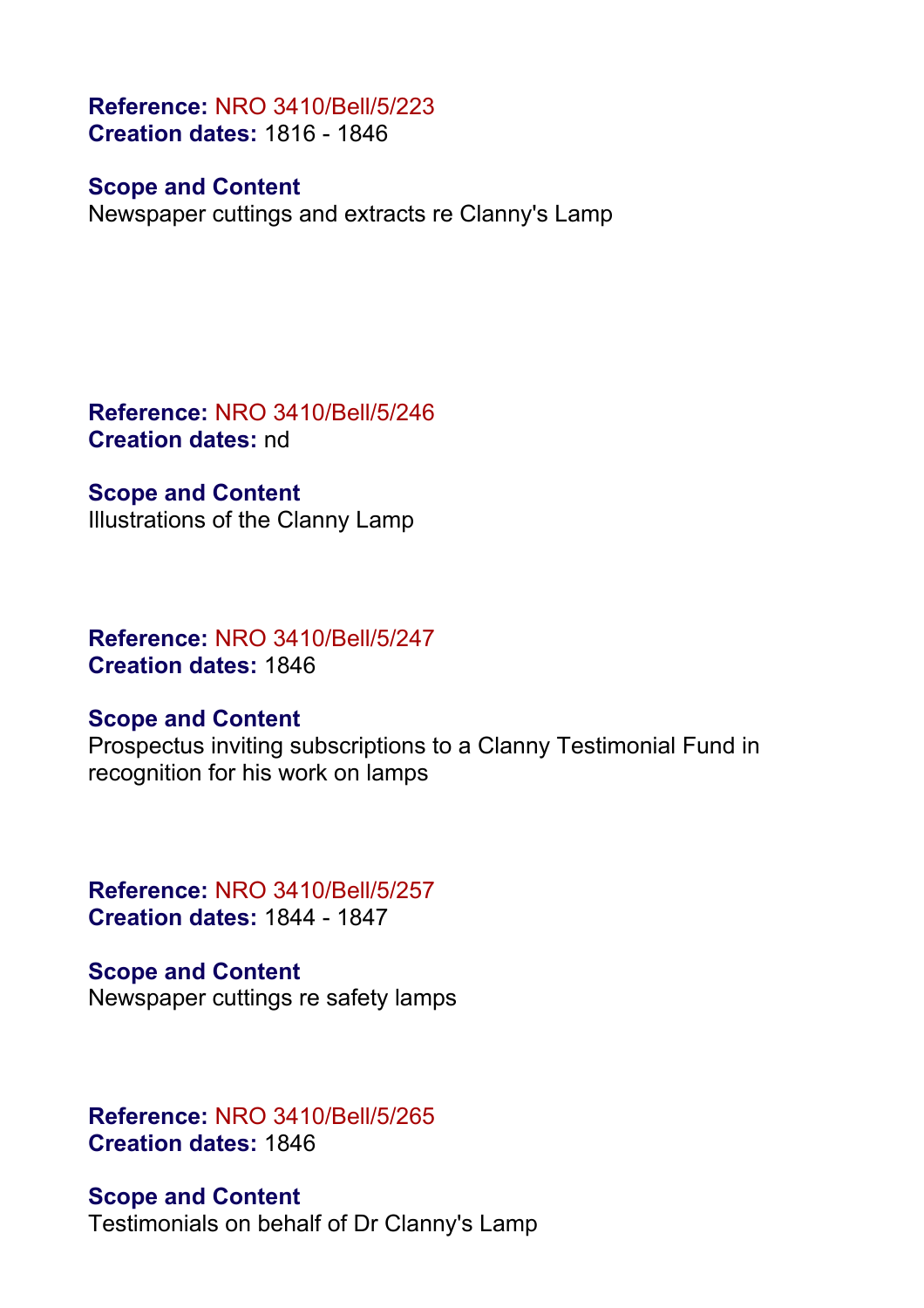**Reference:** NRO 3410/Bell/5/223
**Creation dates:** 1816 - 1846

**Scope and Content**
Newspaper cuttings and extracts re Clanny's Lamp

**Reference:** NRO 3410/Bell/5/246
**Creation dates:** nd

**Scope and Content**
Illustrations of the Clanny Lamp

**Reference:** NRO 3410/Bell/5/247
**Creation dates:** 1846

**Scope and Content**
Prospectus inviting subscriptions to a Clanny Testimonial Fund in recognition for his work on lamps

**Reference:** NRO 3410/Bell/5/257
**Creation dates:** 1844 - 1847

**Scope and Content**
Newspaper cuttings re safety lamps

**Reference:** NRO 3410/Bell/5/265
**Creation dates:** 1846

**Scope and Content**
Testimonials on behalf of Dr Clanny's Lamp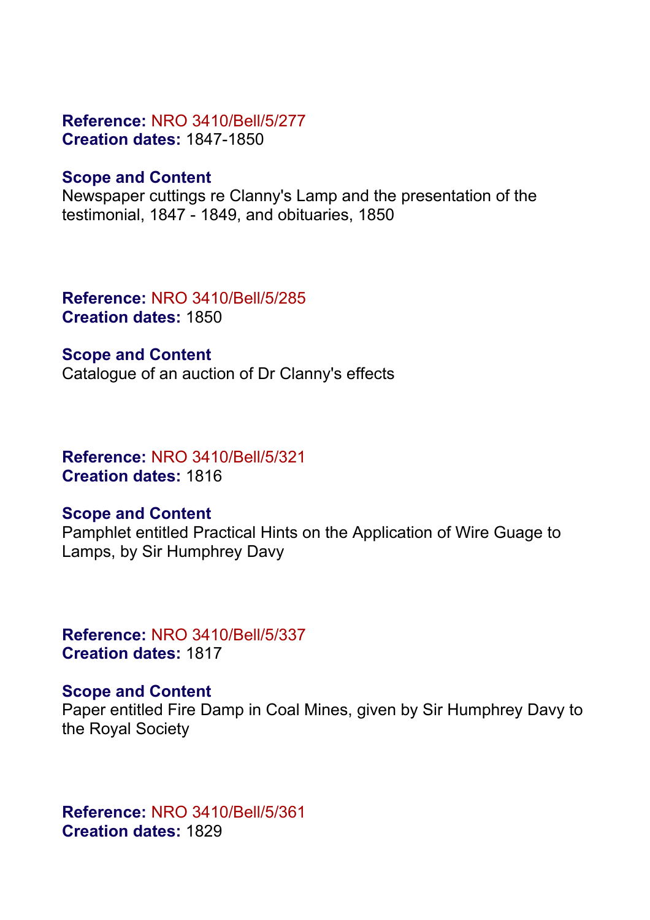**Reference:** NRO 3410/Bell/5/277
**Creation dates:** 1847-1850

**Scope and Content**
Newspaper cuttings re Clanny's Lamp and the presentation of the testimonial, 1847 - 1849, and obituaries, 1850

**Reference:** NRO 3410/Bell/5/285
**Creation dates:** 1850

**Scope and Content**
Catalogue of an auction of Dr Clanny's effects

**Reference:** NRO 3410/Bell/5/321
**Creation dates:** 1816

**Scope and Content**
Pamphlet entitled Practical Hints on the Application of Wire Guage to Lamps, by Sir Humphrey Davy

**Reference:** NRO 3410/Bell/5/337
**Creation dates:** 1817

**Scope and Content**
Paper entitled Fire Damp in Coal Mines, given by Sir Humphrey Davy to the Royal Society

**Reference:** NRO 3410/Bell/5/361
**Creation dates:** 1829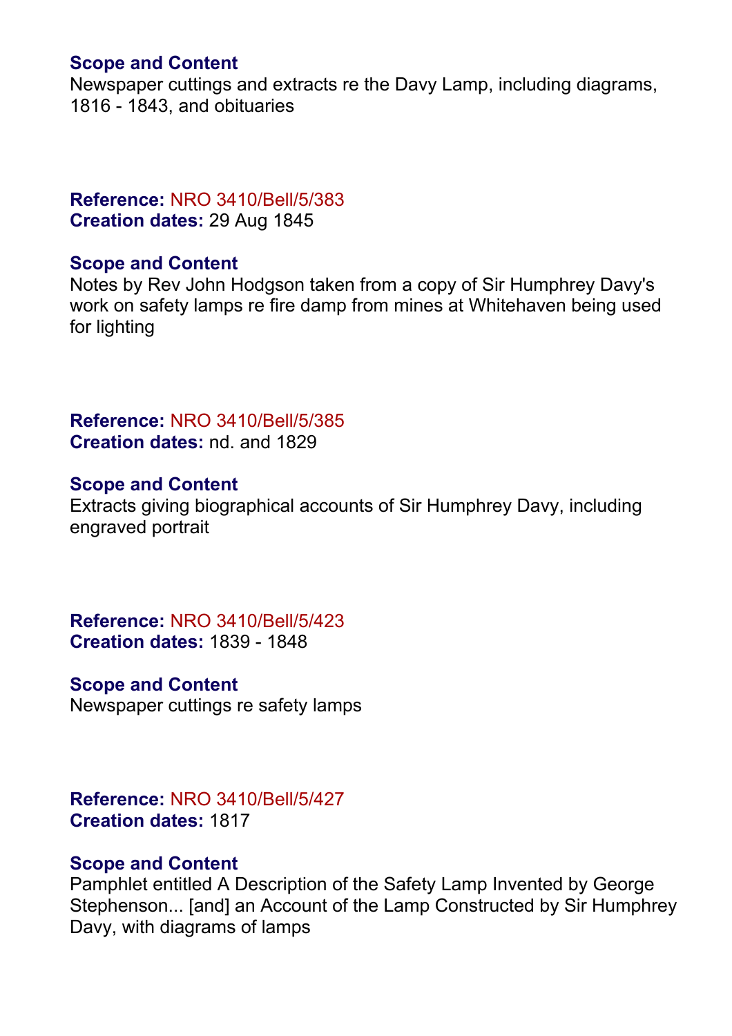**Scope and Content**
Newspaper cuttings and extracts re the Davy Lamp, including diagrams, 1816 - 1843, and obituaries

**Reference:** NRO 3410/Bell/5/383
**Creation dates:** 29 Aug 1845

**Scope and Content**
Notes by Rev John Hodgson taken from a copy of Sir Humphrey Davy's work on safety lamps re fire damp from mines at Whitehaven being used for lighting

**Reference:** NRO 3410/Bell/5/385
**Creation dates:** nd. and 1829

**Scope and Content**
Extracts giving biographical accounts of Sir Humphrey Davy, including engraved portrait

**Reference:** NRO 3410/Bell/5/423
**Creation dates:** 1839 - 1848

**Scope and Content**
Newspaper cuttings re safety lamps

**Reference:** NRO 3410/Bell/5/427
**Creation dates:** 1817

**Scope and Content**
Pamphlet entitled A Description of the Safety Lamp Invented by George Stephenson... [and] an Account of the Lamp Constructed by Sir Humphrey Davy, with diagrams of lamps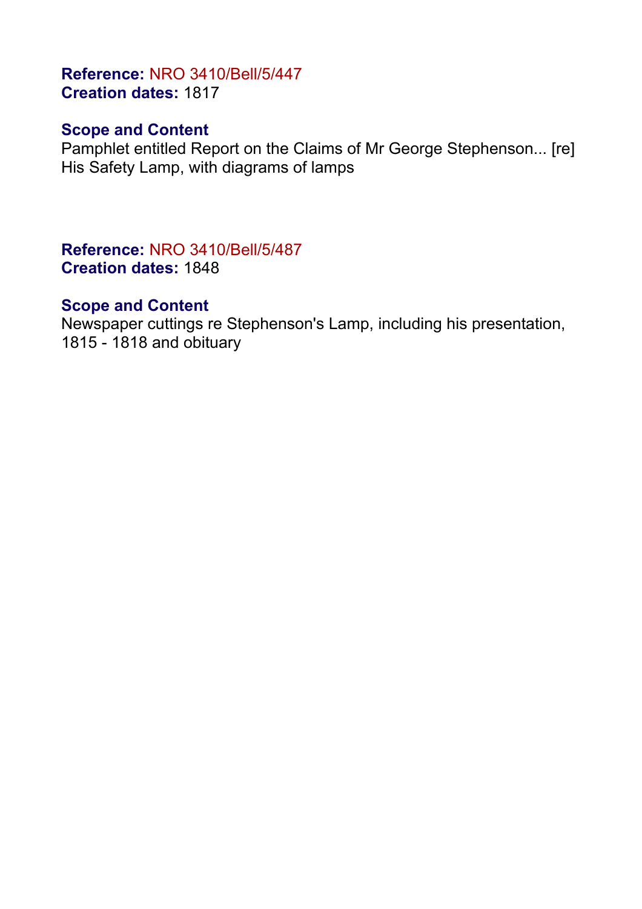**Reference:** NRO 3410/Bell/5/447
**Creation dates:** 1817

**Scope and Content**
Pamphlet entitled Report on the Claims of Mr George Stephenson... [re] His Safety Lamp, with diagrams of lamps

**Reference:** NRO 3410/Bell/5/487
**Creation dates:** 1848

**Scope and Content**
Newspaper cuttings re Stephenson's Lamp, including his presentation, 1815 - 1818 and obituary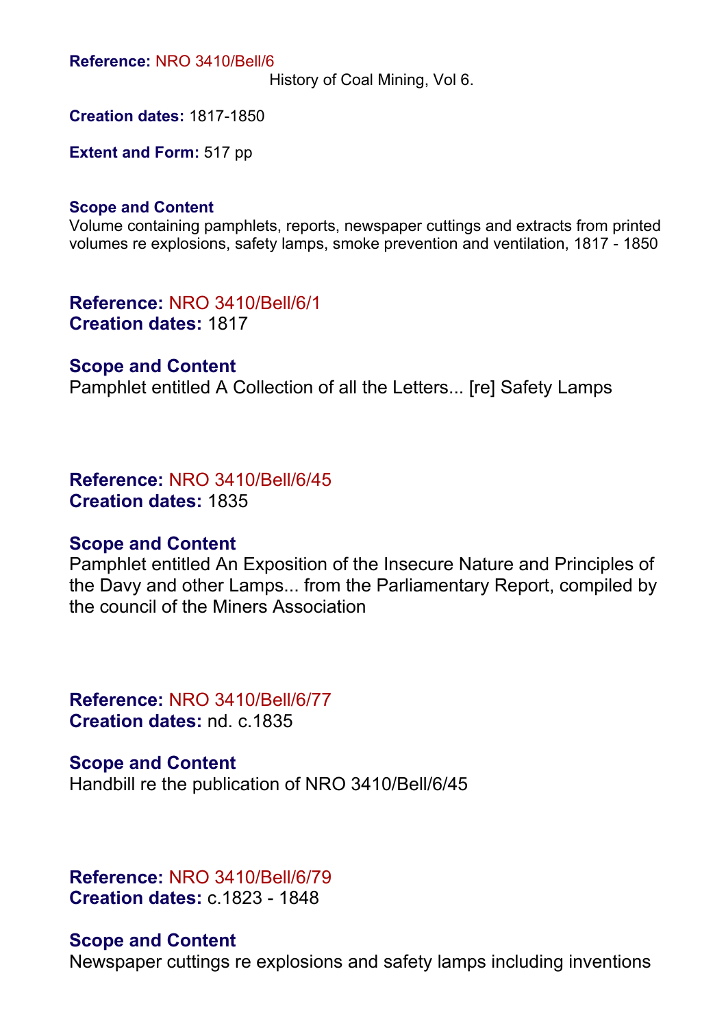**Reference:** NRO 3410/Bell/6

History of Coal Mining, Vol 6.

**Creation dates:** 1817-1850

**Extent and Form:** 517 pp

**Scope and Content**

Volume containing pamphlets, reports, newspaper cuttings and extracts from printed volumes re explosions, safety lamps, smoke prevention and ventilation, 1817 - 1850

**Reference:** NRO 3410/Bell/6/1

**Creation dates:** 1817

**Scope and Content**

Pamphlet entitled A Collection of all the Letters... [re] Safety Lamps

**Reference:** NRO 3410/Bell/6/45

**Creation dates:** 1835

**Scope and Content**

Pamphlet entitled An Exposition of the Insecure Nature and Principles of the Davy and other Lamps... from the Parliamentary Report, compiled by the council of the Miners Association

**Reference:** NRO 3410/Bell/6/77

**Creation dates:** nd. c.1835

**Scope and Content**

Handbill re the publication of NRO 3410/Bell/6/45

**Reference:** NRO 3410/Bell/6/79

**Creation dates:** c.1823 - 1848

**Scope and Content**

Newspaper cuttings re explosions and safety lamps including inventions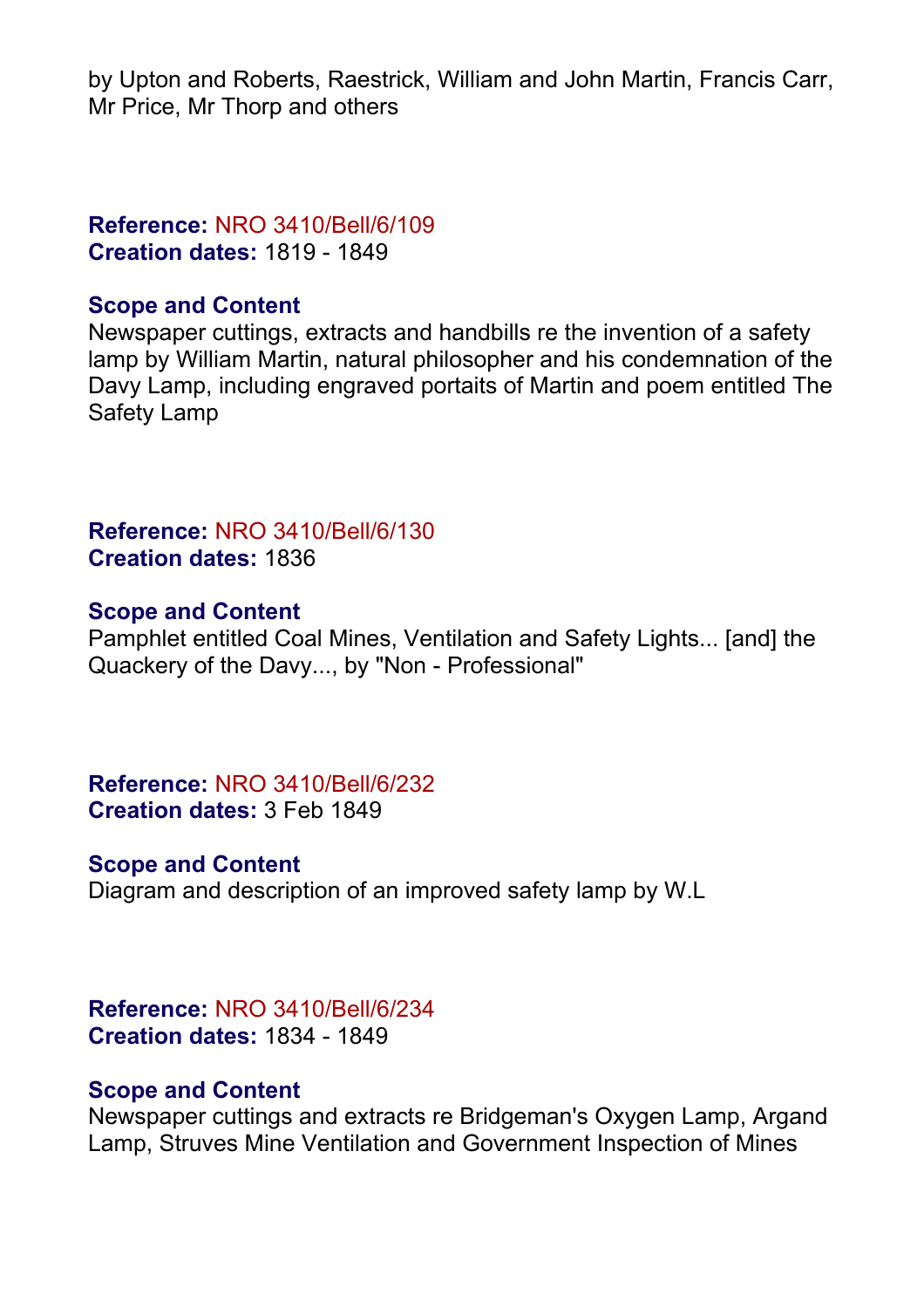by Upton and Roberts, Raestrick, William and John Martin, Francis Carr, Mr Price, Mr Thorp and others

**Reference:** NRO 3410/Bell/6/109
**Creation dates:** 1819 - 1849

**Scope and Content**
Newspaper cuttings, extracts and handbills re the invention of a safety lamp by William Martin, natural philosopher and his condemnation of the Davy Lamp, including engraved portaits of Martin and poem entitled The Safety Lamp

**Reference:** NRO 3410/Bell/6/130
**Creation dates:** 1836

**Scope and Content**
Pamphlet entitled Coal Mines, Ventilation and Safety Lights... [and] the Quackery of the Davy..., by "Non - Professional"

**Reference:** NRO 3410/Bell/6/232
**Creation dates:** 3 Feb 1849

**Scope and Content**
Diagram and description of an improved safety lamp by W.L

**Reference:** NRO 3410/Bell/6/234
**Creation dates:** 1834 - 1849

**Scope and Content**
Newspaper cuttings and extracts re Bridgeman's Oxygen Lamp, Argand Lamp, Struves Mine Ventilation and Government Inspection of Mines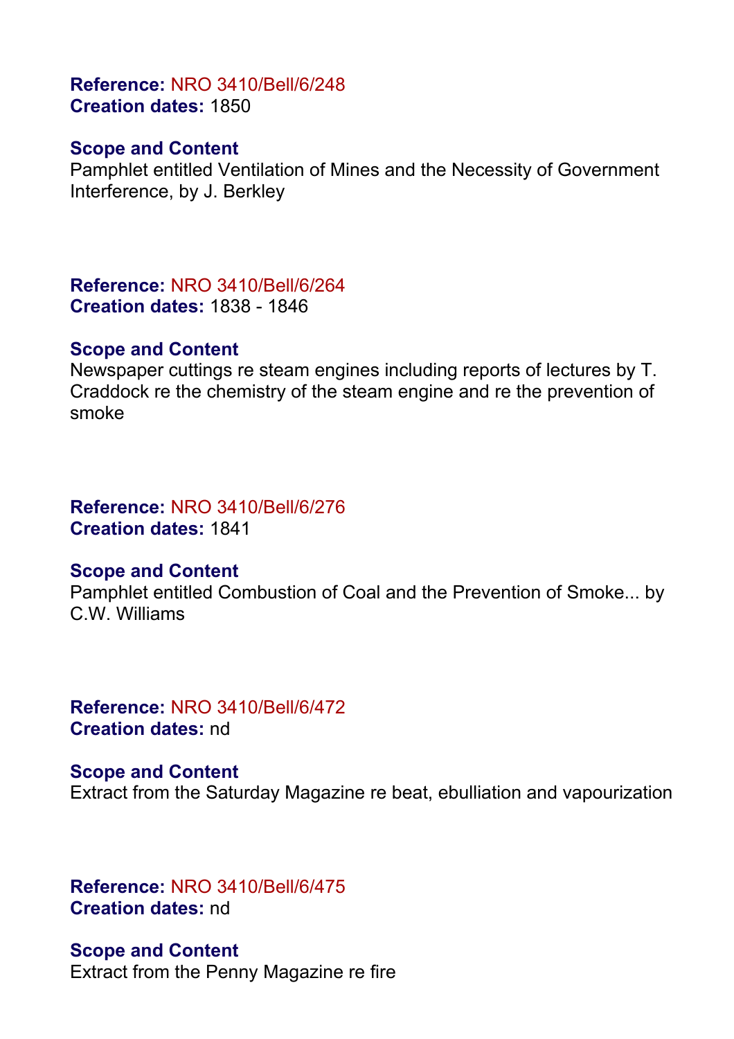**Reference:** NRO 3410/Bell/6/248
**Creation dates:** 1850

**Scope and Content**
Pamphlet entitled Ventilation of Mines and the Necessity of Government Interference, by J. Berkley

**Reference:** NRO 3410/Bell/6/264
**Creation dates:** 1838 - 1846

**Scope and Content**
Newspaper cuttings re steam engines including reports of lectures by T. Craddock re the chemistry of the steam engine and re the prevention of smoke

**Reference:** NRO 3410/Bell/6/276
**Creation dates:** 1841

**Scope and Content**
Pamphlet entitled Combustion of Coal and the Prevention of Smoke... by C.W. Williams

**Reference:** NRO 3410/Bell/6/472
**Creation dates:** nd

**Scope and Content**
Extract from the Saturday Magazine re beat, ebulliation and vapourization

**Reference:** NRO 3410/Bell/6/475
**Creation dates:** nd

**Scope and Content**
Extract from the Penny Magazine re fire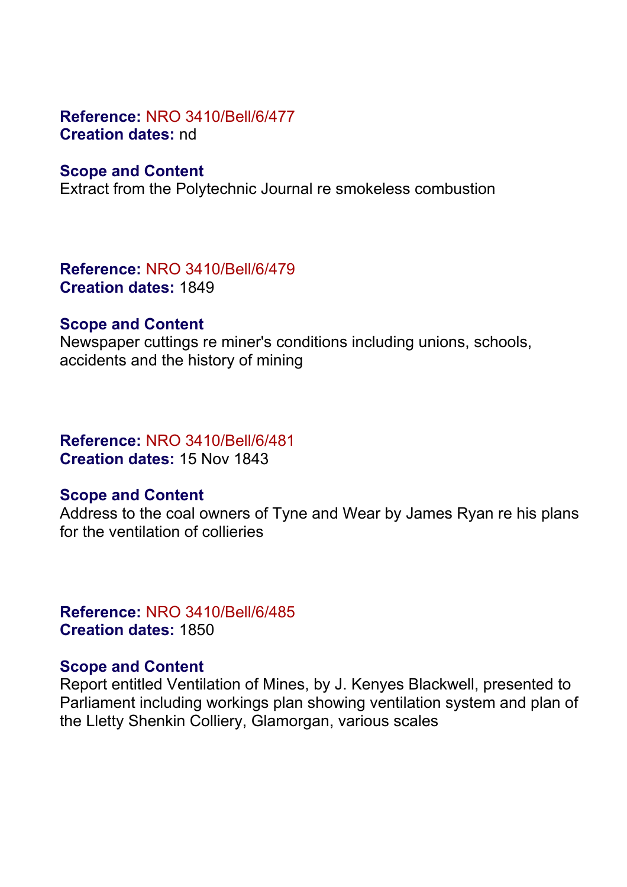**Reference:** NRO 3410/Bell/6/477
**Creation dates:** nd

**Scope and Content**
Extract from the Polytechnic Journal re smokeless combustion

**Reference:** NRO 3410/Bell/6/479
**Creation dates:** 1849

**Scope and Content**
Newspaper cuttings re miner's conditions including unions, schools, accidents and the history of mining

**Reference:** NRO 3410/Bell/6/481
**Creation dates:** 15 Nov 1843

**Scope and Content**
Address to the coal owners of Tyne and Wear by James Ryan re his plans for the ventilation of collieries

**Reference:** NRO 3410/Bell/6/485
**Creation dates:** 1850

**Scope and Content**
Report entitled Ventilation of Mines, by J. Kenyes Blackwell, presented to Parliament including workings plan showing ventilation system and plan of the Lletty Shenkin Colliery, Glamorgan, various scales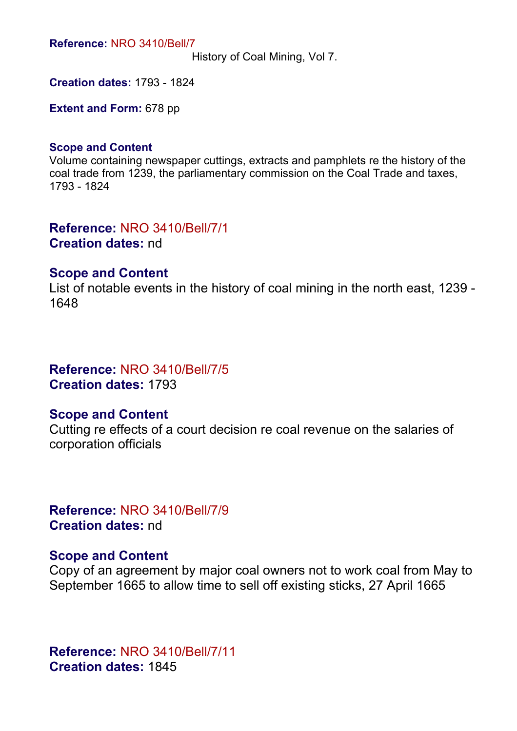**Reference:** NRO 3410/Bell/7

History of Coal Mining, Vol 7.

**Creation dates:** 1793 - 1824

**Extent and Form:** 678 pp

**Scope and Content**

Volume containing newspaper cuttings, extracts and pamphlets re the history of the coal trade from 1239, the parliamentary commission on the Coal Trade and taxes, 1793 - 1824

**Reference:** NRO 3410/Bell/7/1

**Creation dates:** nd

**Scope and Content**

List of notable events in the history of coal mining in the north east, 1239 - 1648

**Reference:** NRO 3410/Bell/7/5

**Creation dates:** 1793

**Scope and Content**

Cutting re effects of a court decision re coal revenue on the salaries of corporation officials

**Reference:** NRO 3410/Bell/7/9

**Creation dates:** nd

**Scope and Content**

Copy of an agreement by major coal owners not to work coal from May to September 1665 to allow time to sell off existing sticks, 27 April 1665

**Reference:** NRO 3410/Bell/7/11

**Creation dates:** 1845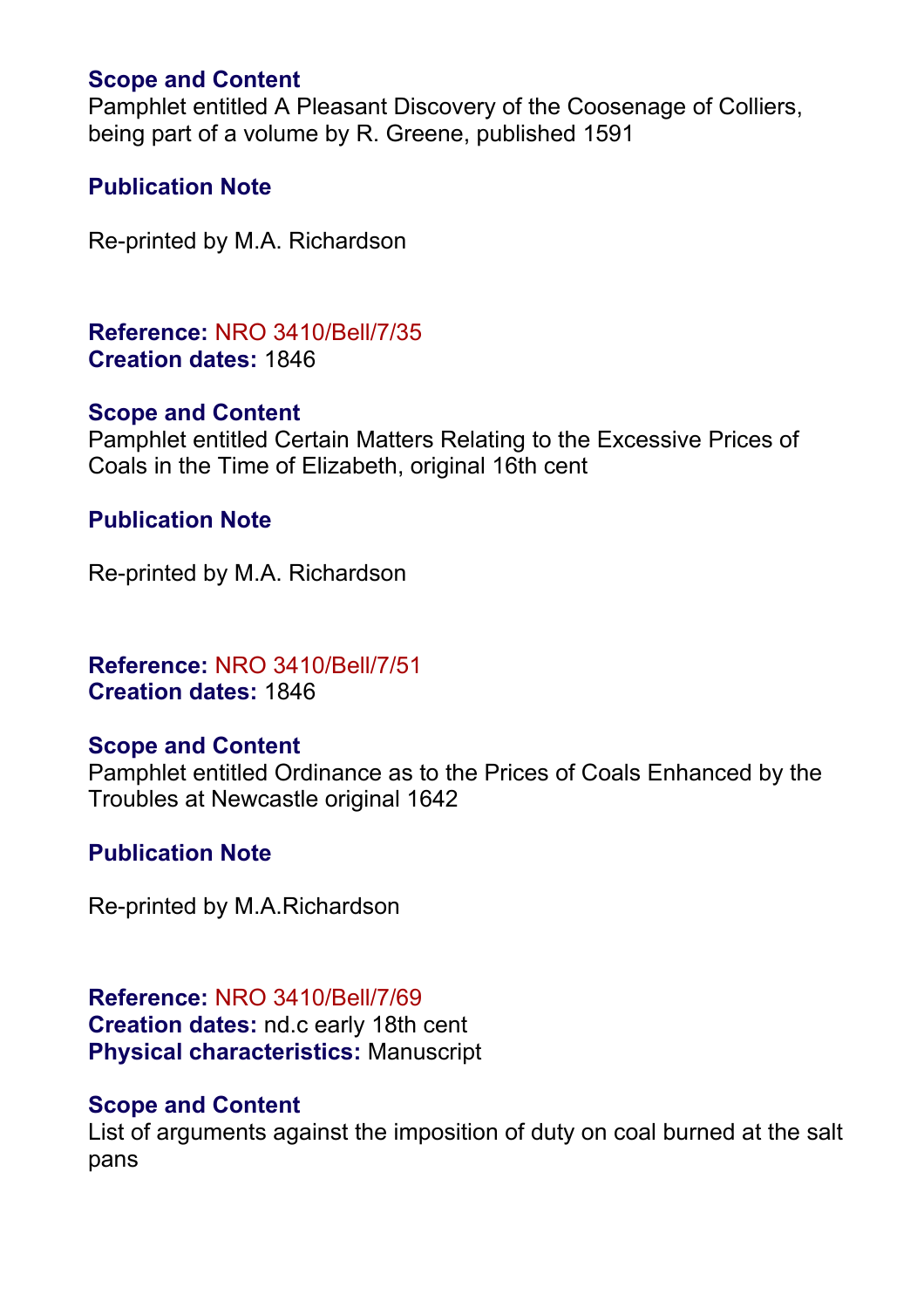**Scope and Content**
Pamphlet entitled A Pleasant Discovery of the Coosenage of Colliers, being part of a volume by R. Greene, published 1591

**Publication Note**

Re-printed by M.A. Richardson

**Reference:** NRO 3410/Bell/7/35
**Creation dates:** 1846

**Scope and Content**
Pamphlet entitled Certain Matters Relating to the Excessive Prices of Coals in the Time of Elizabeth, original 16th cent

**Publication Note**

Re-printed by M.A. Richardson

**Reference:** NRO 3410/Bell/7/51
**Creation dates:** 1846

**Scope and Content**
Pamphlet entitled Ordinance as to the Prices of Coals Enhanced by the Troubles at Newcastle original 1642

**Publication Note**

Re-printed by M.A.Richardson

**Reference:** NRO 3410/Bell/7/69
**Creation dates:** nd.c early 18th cent
**Physical characteristics:** Manuscript

**Scope and Content**
List of arguments against the imposition of duty on coal burned at the salt pans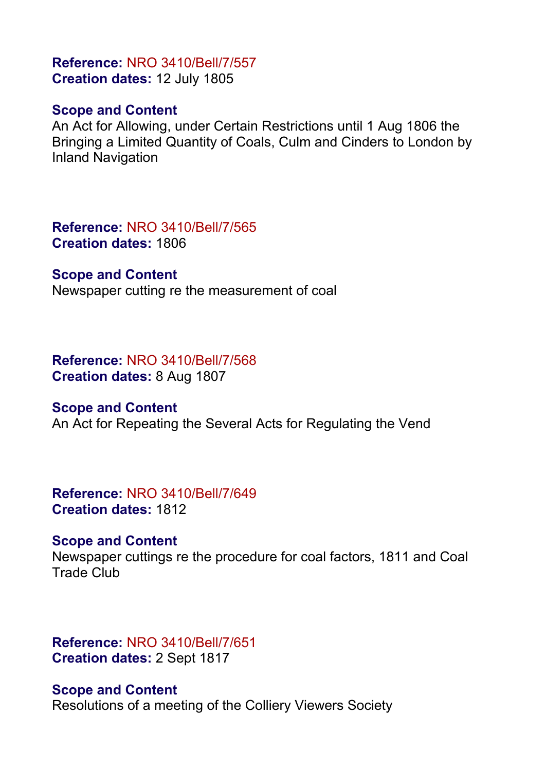**Reference:** NRO 3410/Bell/7/557
**Creation dates:** 12 July 1805

**Scope and Content**
An Act for Allowing, under Certain Restrictions until 1 Aug 1806 the Bringing a Limited Quantity of Coals, Culm and Cinders to London by Inland Navigation

**Reference:** NRO 3410/Bell/7/565
**Creation dates:** 1806

**Scope and Content**
Newspaper cutting re the measurement of coal

**Reference:** NRO 3410/Bell/7/568
**Creation dates:** 8 Aug 1807

**Scope and Content**
An Act for Repeating the Several Acts for Regulating the Vend

**Reference:** NRO 3410/Bell/7/649
**Creation dates:** 1812

**Scope and Content**
Newspaper cuttings re the procedure for coal factors, 1811 and Coal Trade Club

**Reference:** NRO 3410/Bell/7/651
**Creation dates:** 2 Sept 1817

**Scope and Content**
Resolutions of a meeting of the Colliery Viewers Society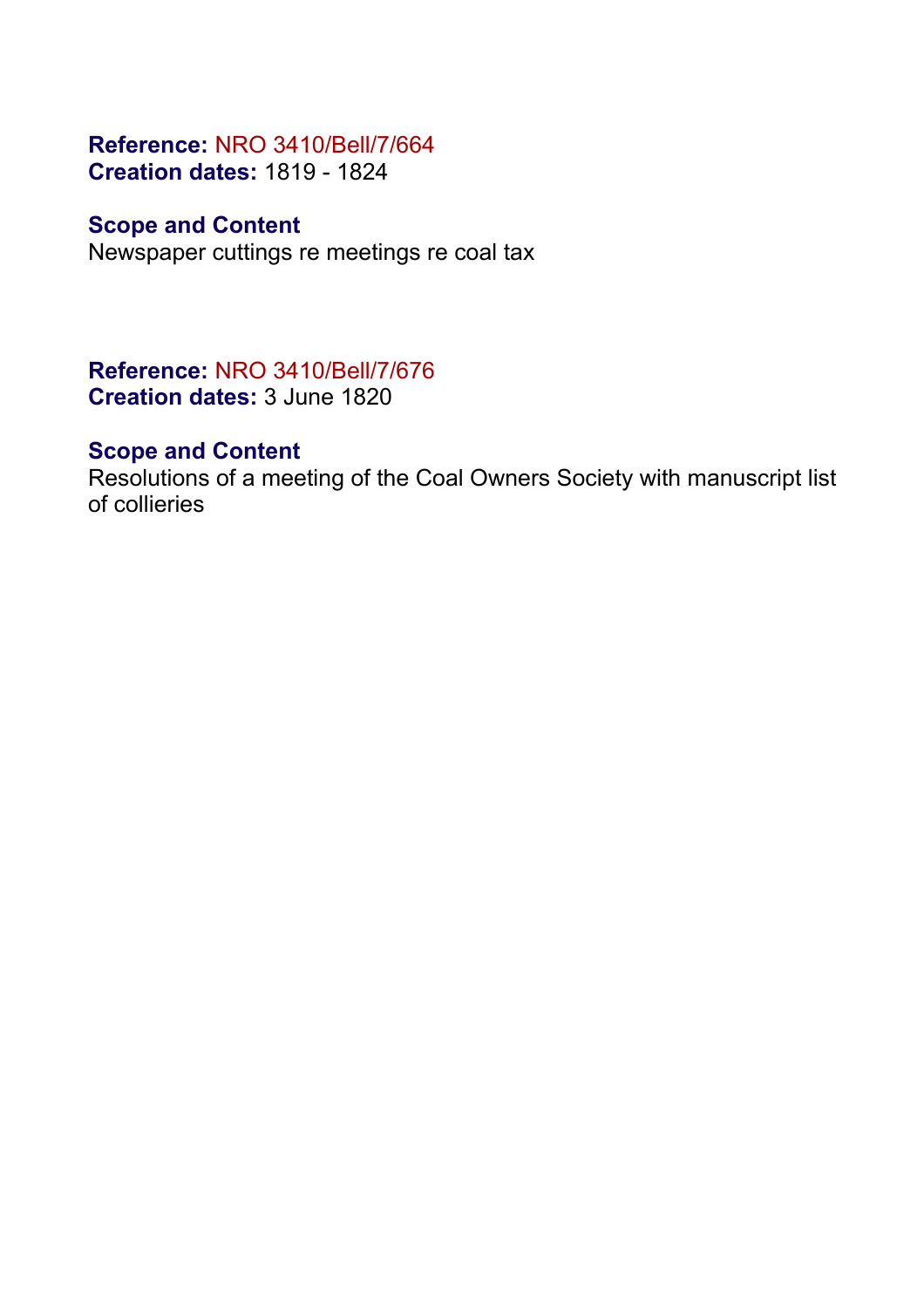**Reference:** NRO 3410/Bell/7/664
**Creation dates:** 1819 - 1824

**Scope and Content**
Newspaper cuttings re meetings re coal tax

**Reference:** NRO 3410/Bell/7/676
**Creation dates:** 3 June 1820

**Scope and Content**
Resolutions of a meeting of the Coal Owners Society with manuscript list of collieries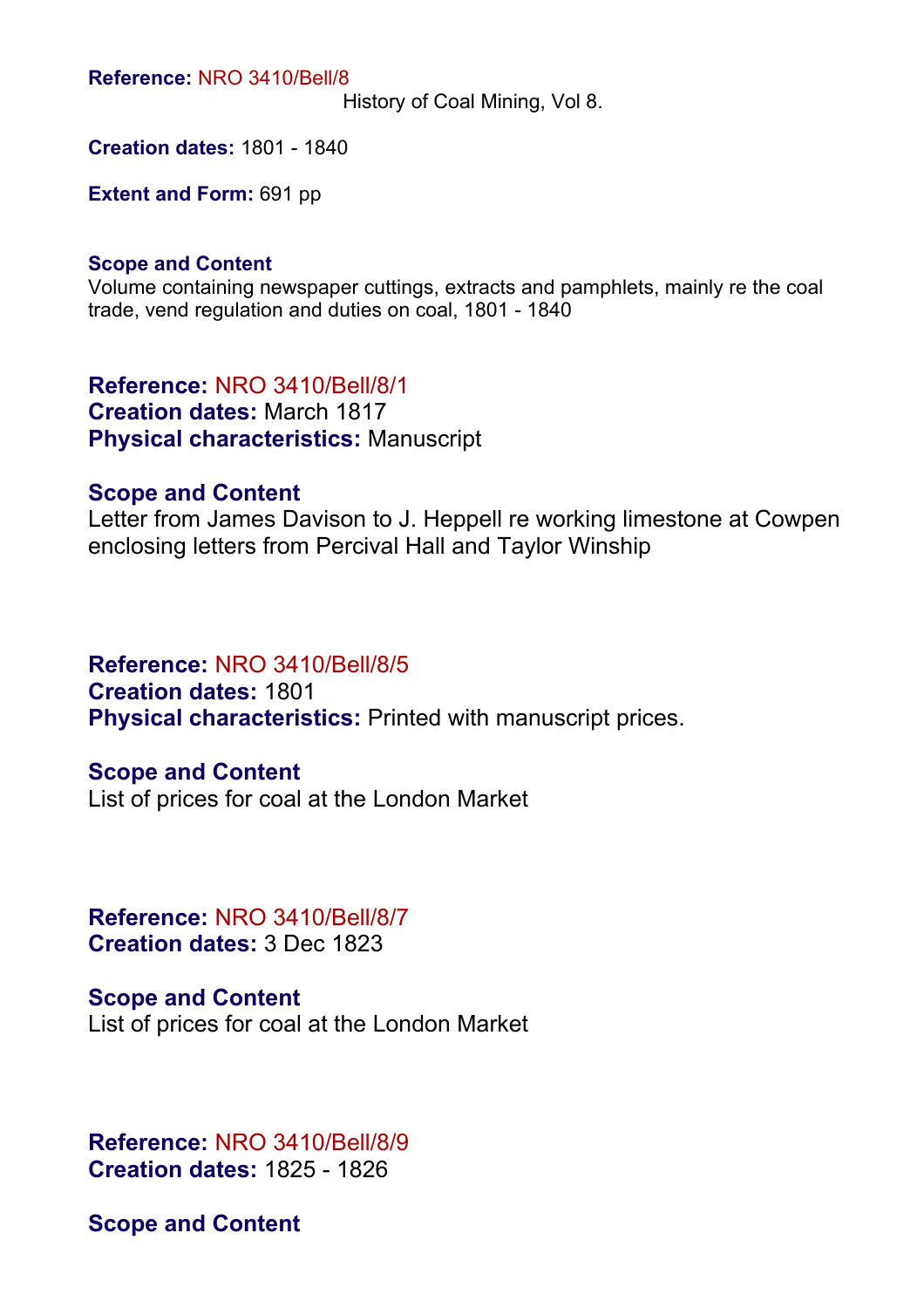**Reference:** NRO 3410/Bell/8
History of Coal Mining, Vol 8.

**Creation dates:** 1801 - 1840

**Extent and Form:** 691 pp

**Scope and Content**
Volume containing newspaper cuttings, extracts and pamphlets, mainly re the coal trade, vend regulation and duties on coal, 1801 - 1840

**Reference:** NRO 3410/Bell/8/1
**Creation dates:** March 1817
**Physical characteristics:** Manuscript

**Scope and Content**
Letter from James Davison to J. Heppell re working limestone at Cowpen enclosing letters from Percival Hall and Taylor Winship

**Reference:** NRO 3410/Bell/8/5
**Creation dates:** 1801
**Physical characteristics:** Printed with manuscript prices.

**Scope and Content**
List of prices for coal at the London Market

**Reference:** NRO 3410/Bell/8/7
**Creation dates:** 3 Dec 1823

**Scope and Content**
List of prices for coal at the London Market

**Reference:** NRO 3410/Bell/8/9
**Creation dates:** 1825 - 1826

**Scope and Content**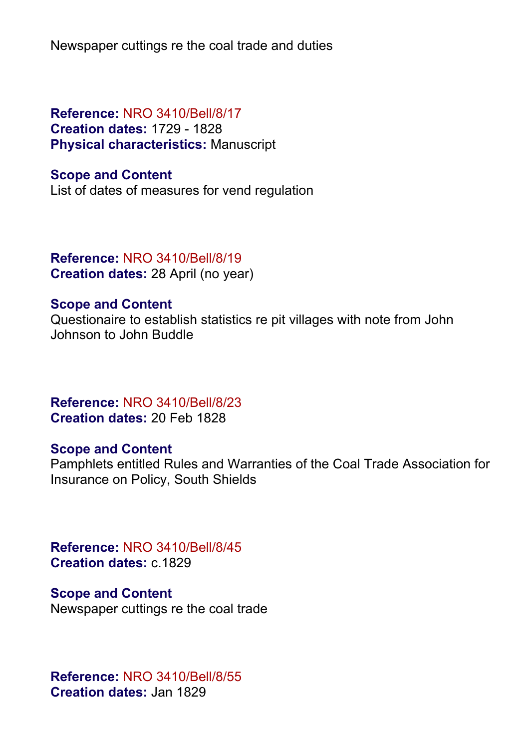Newspaper cuttings re the coal trade and duties

**Reference:** NRO 3410/Bell/8/17
**Creation dates:** 1729 - 1828
**Physical characteristics:** Manuscript

**Scope and Content**
List of dates of measures for vend regulation

**Reference:** NRO 3410/Bell/8/19
**Creation dates:** 28 April (no year)

**Scope and Content**
Questionaire to establish statistics re pit villages with note from John Johnson to John Buddle

**Reference:** NRO 3410/Bell/8/23
**Creation dates:** 20 Feb 1828

**Scope and Content**
Pamphlets entitled Rules and Warranties of the Coal Trade Association for Insurance on Policy, South Shields

**Reference:** NRO 3410/Bell/8/45
**Creation dates:** c.1829

**Scope and Content**
Newspaper cuttings re the coal trade

**Reference:** NRO 3410/Bell/8/55
**Creation dates:** Jan 1829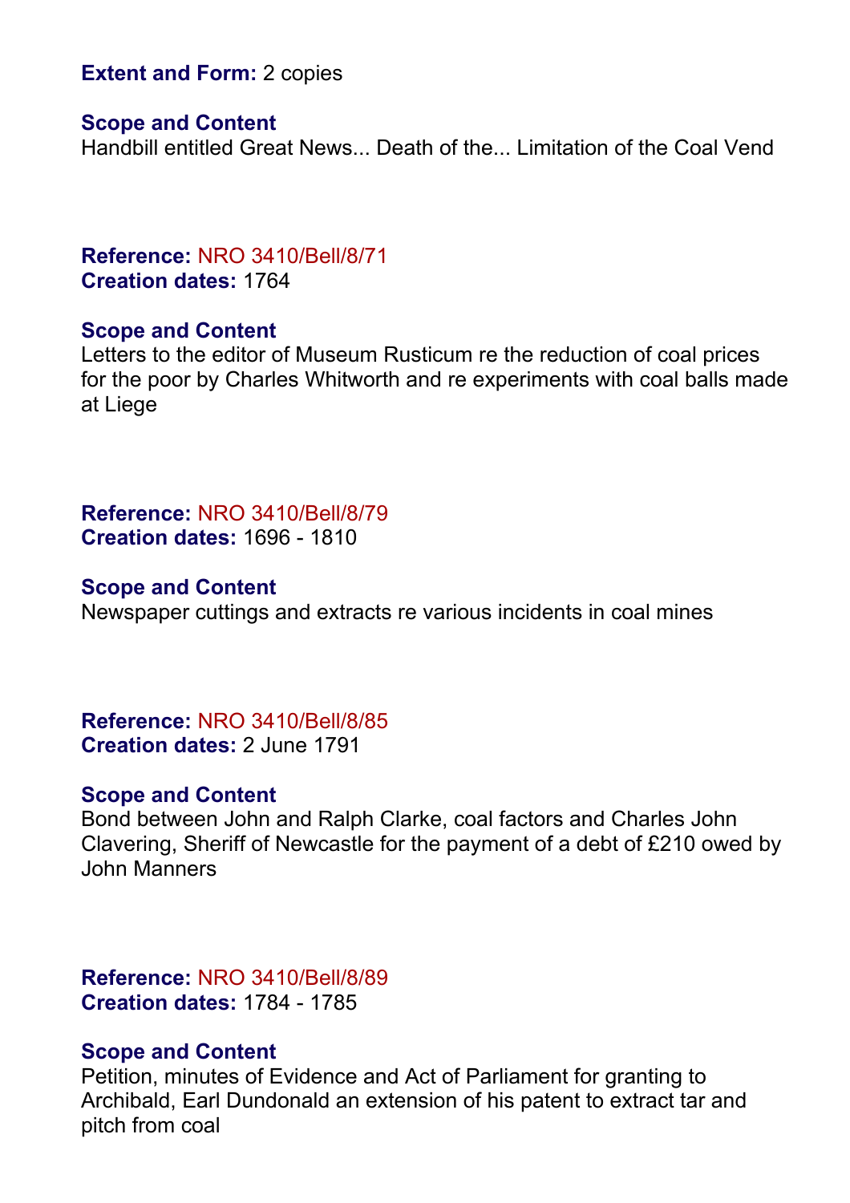**Extent and Form:** 2 copies

**Scope and Content**
Handbill entitled Great News... Death of the... Limitation of the Coal Vend

**Reference:** NRO 3410/Bell/8/71
**Creation dates:** 1764

**Scope and Content**
Letters to the editor of Museum Rusticum re the reduction of coal prices for the poor by Charles Whitworth and re experiments with coal balls made at Liege

**Reference:** NRO 3410/Bell/8/79
**Creation dates:** 1696 - 1810

**Scope and Content**
Newspaper cuttings and extracts re various incidents in coal mines

**Reference:** NRO 3410/Bell/8/85
**Creation dates:** 2 June 1791

**Scope and Content**
Bond between John and Ralph Clarke, coal factors and Charles John Clavering, Sheriff of Newcastle for the payment of a debt of £210 owed by John Manners

**Reference:** NRO 3410/Bell/8/89
**Creation dates:** 1784 - 1785

**Scope and Content**
Petition, minutes of Evidence and Act of Parliament for granting to Archibald, Earl Dundonald an extension of his patent to extract tar and pitch from coal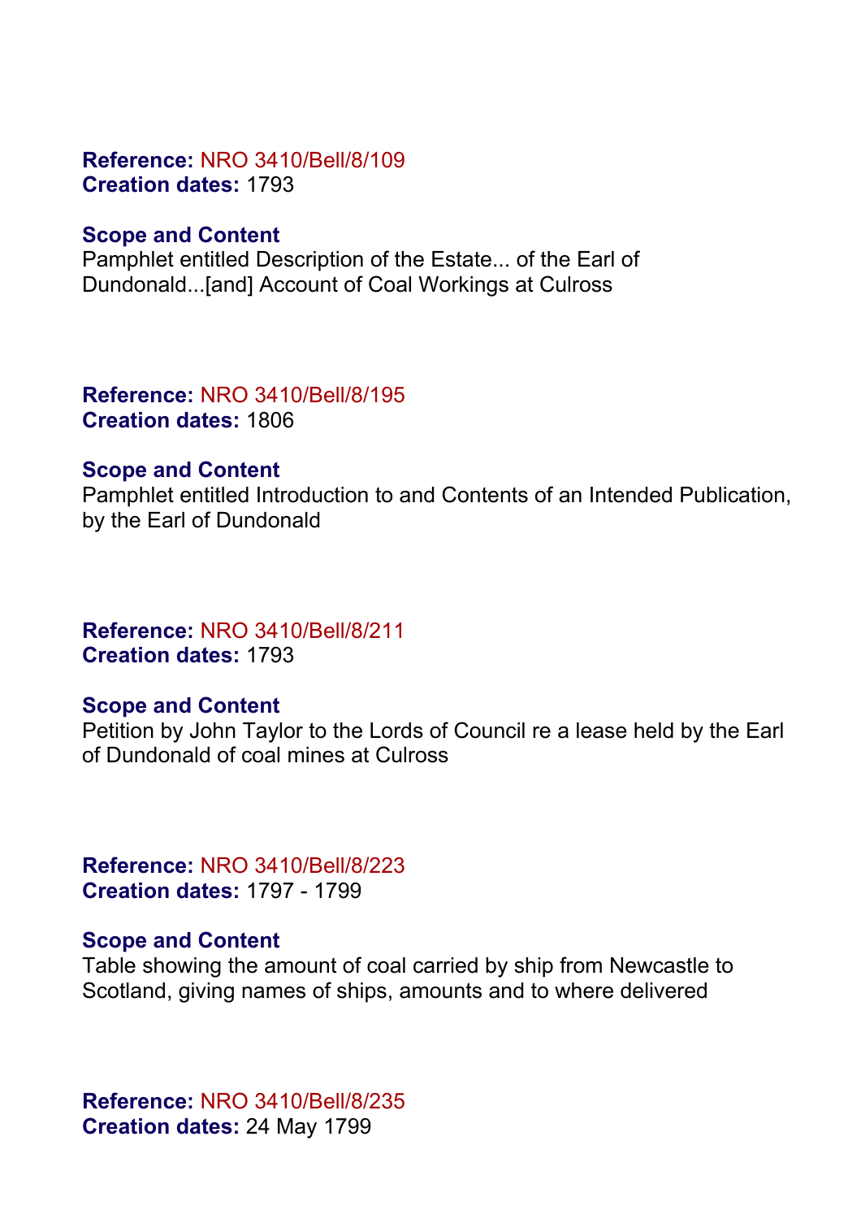**Reference:** NRO 3410/Bell/8/109
**Creation dates:** 1793

**Scope and Content**
Pamphlet entitled Description of the Estate... of the Earl of Dundonald...[and] Account of Coal Workings at Culross

**Reference:** NRO 3410/Bell/8/195
**Creation dates:** 1806

**Scope and Content**
Pamphlet entitled Introduction to and Contents of an Intended Publication, by the Earl of Dundonald

**Reference:** NRO 3410/Bell/8/211
**Creation dates:** 1793

**Scope and Content**
Petition by John Taylor to the Lords of Council re a lease held by the Earl of Dundonald of coal mines at Culross

**Reference:** NRO 3410/Bell/8/223
**Creation dates:** 1797 - 1799

**Scope and Content**
Table showing the amount of coal carried by ship from Newcastle to Scotland, giving names of ships, amounts and to where delivered

**Reference:** NRO 3410/Bell/8/235
**Creation dates:** 24 May 1799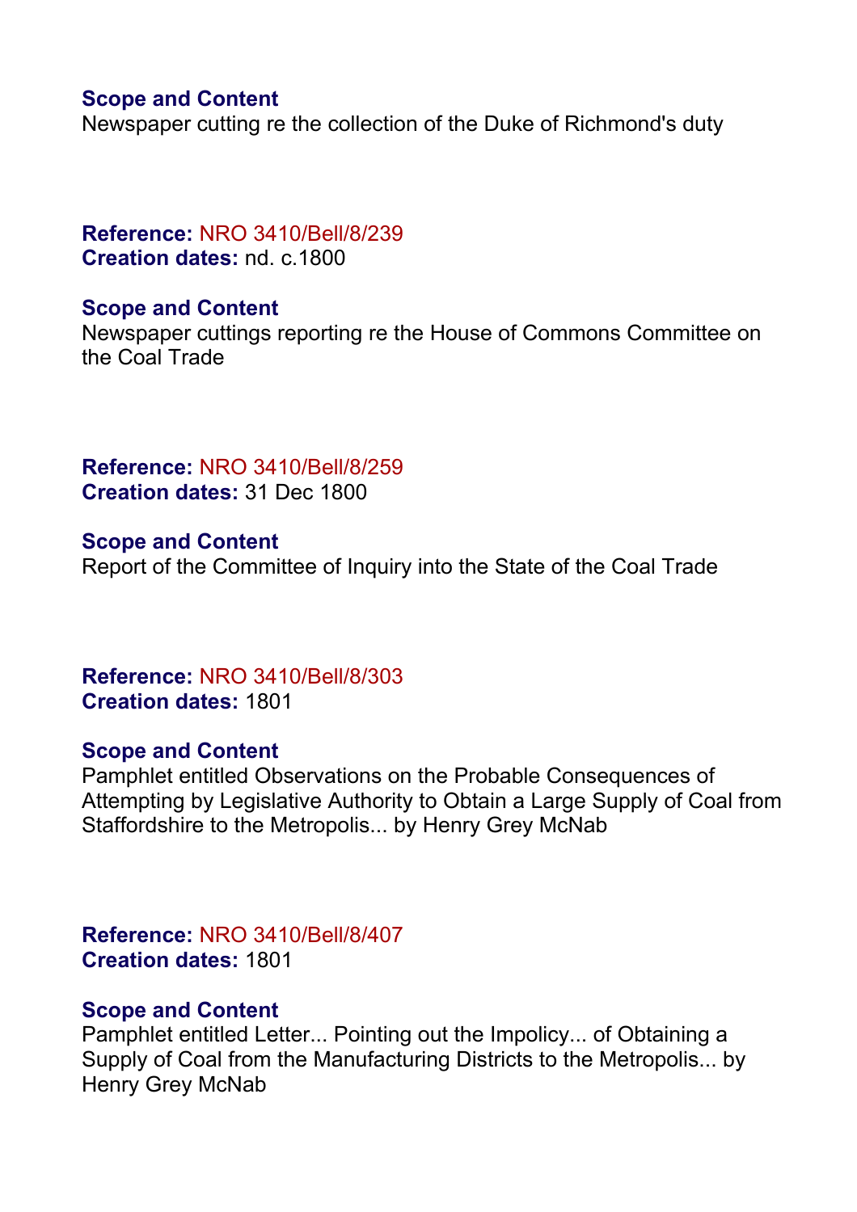**Scope and Content**
Newspaper cutting re the collection of the Duke of Richmond's duty

**Reference:** NRO 3410/Bell/8/239
**Creation dates:** nd. c.1800

**Scope and Content**
Newspaper cuttings reporting re the House of Commons Committee on the Coal Trade

**Reference:** NRO 3410/Bell/8/259
**Creation dates:** 31 Dec 1800

**Scope and Content**
Report of the Committee of Inquiry into the State of the Coal Trade

**Reference:** NRO 3410/Bell/8/303
**Creation dates:** 1801

**Scope and Content**
Pamphlet entitled Observations on the Probable Consequences of Attempting by Legislative Authority to Obtain a Large Supply of Coal from Staffordshire to the Metropolis... by Henry Grey McNab

**Reference:** NRO 3410/Bell/8/407
**Creation dates:** 1801

**Scope and Content**
Pamphlet entitled Letter... Pointing out the Impolicy... of Obtaining a Supply of Coal from the Manufacturing Districts to the Metropolis... by Henry Grey McNab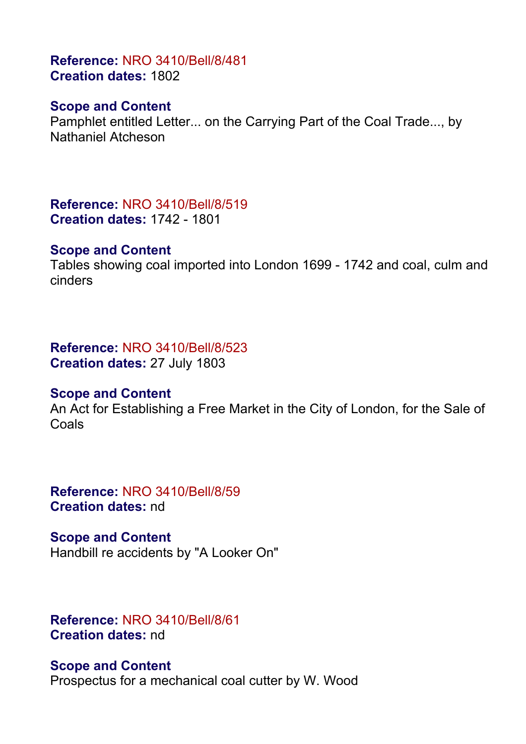**Reference:** NRO 3410/Bell/8/481
**Creation dates:** 1802

**Scope and Content**
Pamphlet entitled Letter... on the Carrying Part of the Coal Trade..., by Nathaniel Atcheson

**Reference:** NRO 3410/Bell/8/519
**Creation dates:** 1742 - 1801

**Scope and Content**
Tables showing coal imported into London 1699 - 1742 and coal, culm and cinders

**Reference:** NRO 3410/Bell/8/523
**Creation dates:** 27 July 1803

**Scope and Content**
An Act for Establishing a Free Market in the City of London, for the Sale of Coals

**Reference:** NRO 3410/Bell/8/59
**Creation dates:** nd

**Scope and Content**
Handbill re accidents by "A Looker On"

**Reference:** NRO 3410/Bell/8/61
**Creation dates:** nd

**Scope and Content**
Prospectus for a mechanical coal cutter by W. Wood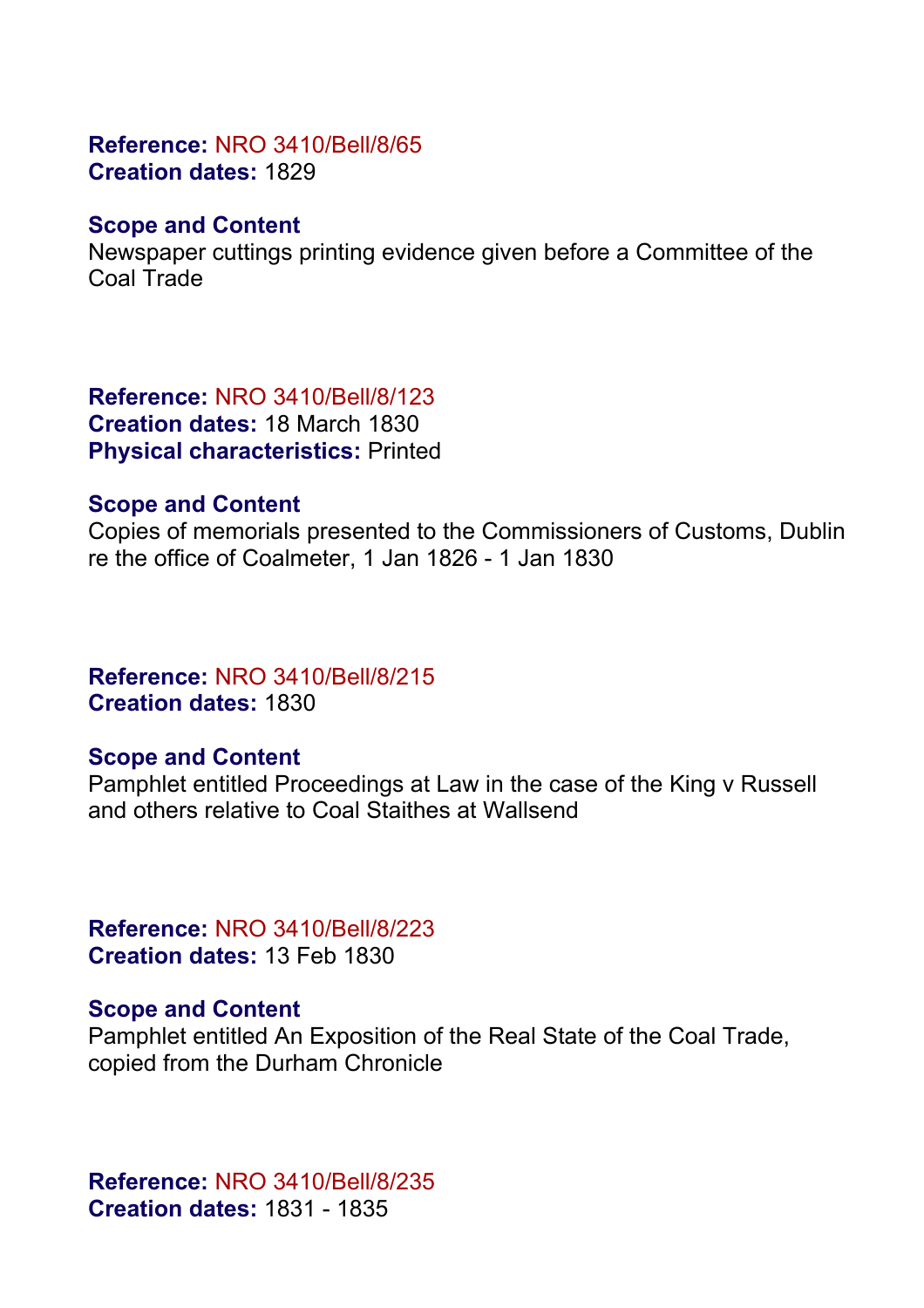**Reference:** NRO 3410/Bell/8/65
**Creation dates:** 1829

**Scope and Content**
Newspaper cuttings printing evidence given before a Committee of the Coal Trade

**Reference:** NRO 3410/Bell/8/123
**Creation dates:** 18 March 1830
**Physical characteristics:** Printed

**Scope and Content**
Copies of memorials presented to the Commissioners of Customs, Dublin re the office of Coalmeter, 1 Jan 1826 - 1 Jan 1830

**Reference:** NRO 3410/Bell/8/215
**Creation dates:** 1830

**Scope and Content**
Pamphlet entitled Proceedings at Law in the case of the King v Russell and others relative to Coal Staithes at Wallsend

**Reference:** NRO 3410/Bell/8/223
**Creation dates:** 13 Feb 1830

**Scope and Content**
Pamphlet entitled An Exposition of the Real State of the Coal Trade, copied from the Durham Chronicle

**Reference:** NRO 3410/Bell/8/235
**Creation dates:** 1831 - 1835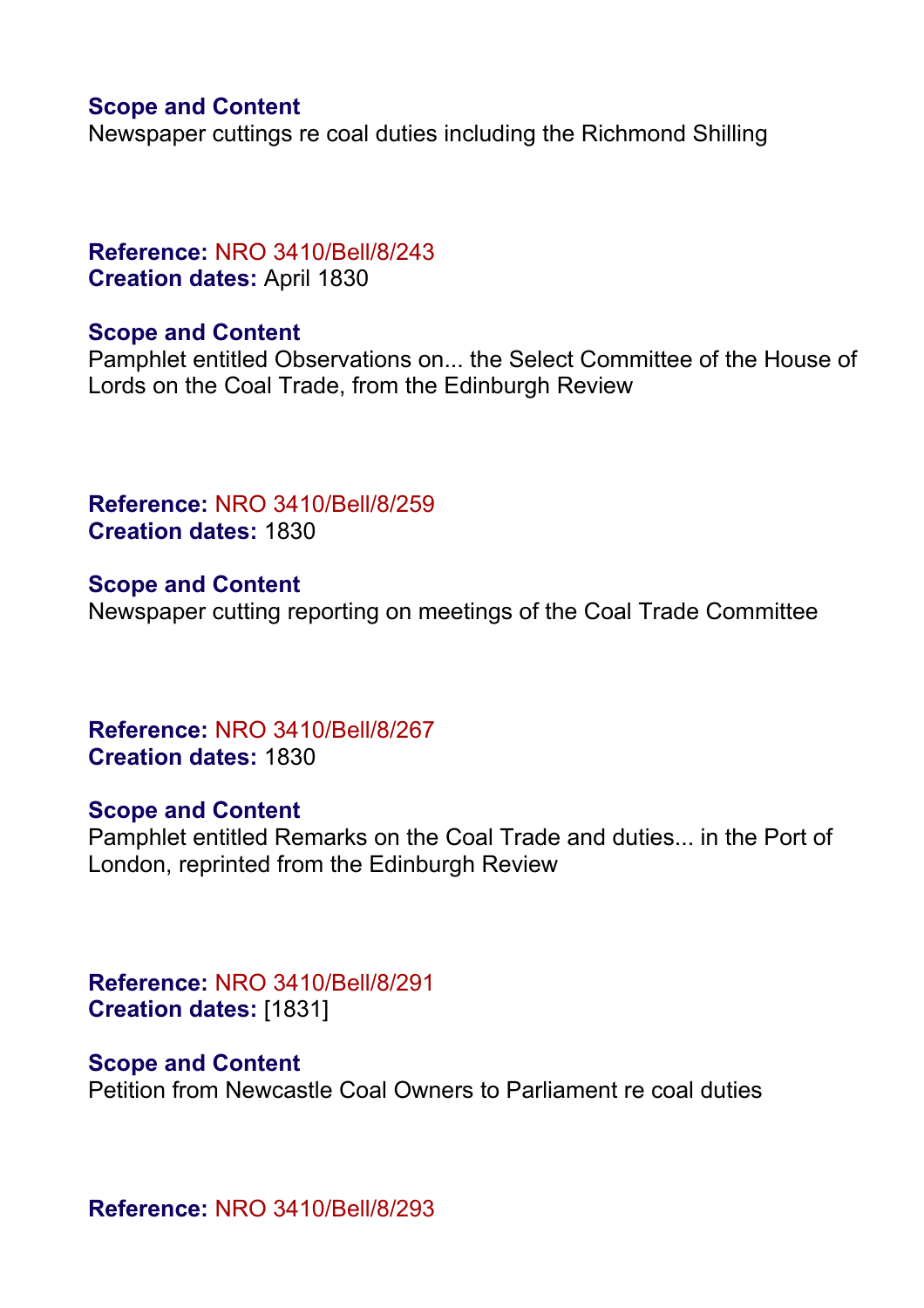**Scope and Content**
Newspaper cuttings re coal duties including the Richmond Shilling

**Reference:** NRO 3410/Bell/8/243
**Creation dates:** April 1830

**Scope and Content**
Pamphlet entitled Observations on... the Select Committee of the House of Lords on the Coal Trade, from the Edinburgh Review

**Reference:** NRO 3410/Bell/8/259
**Creation dates:** 1830

**Scope and Content**
Newspaper cutting reporting on meetings of the Coal Trade Committee

**Reference:** NRO 3410/Bell/8/267
**Creation dates:** 1830

**Scope and Content**
Pamphlet entitled Remarks on the Coal Trade and duties... in the Port of London, reprinted from the Edinburgh Review

**Reference:** NRO 3410/Bell/8/291
**Creation dates:** [1831]

**Scope and Content**
Petition from Newcastle Coal Owners to Parliament re coal duties

**Reference:** NRO 3410/Bell/8/293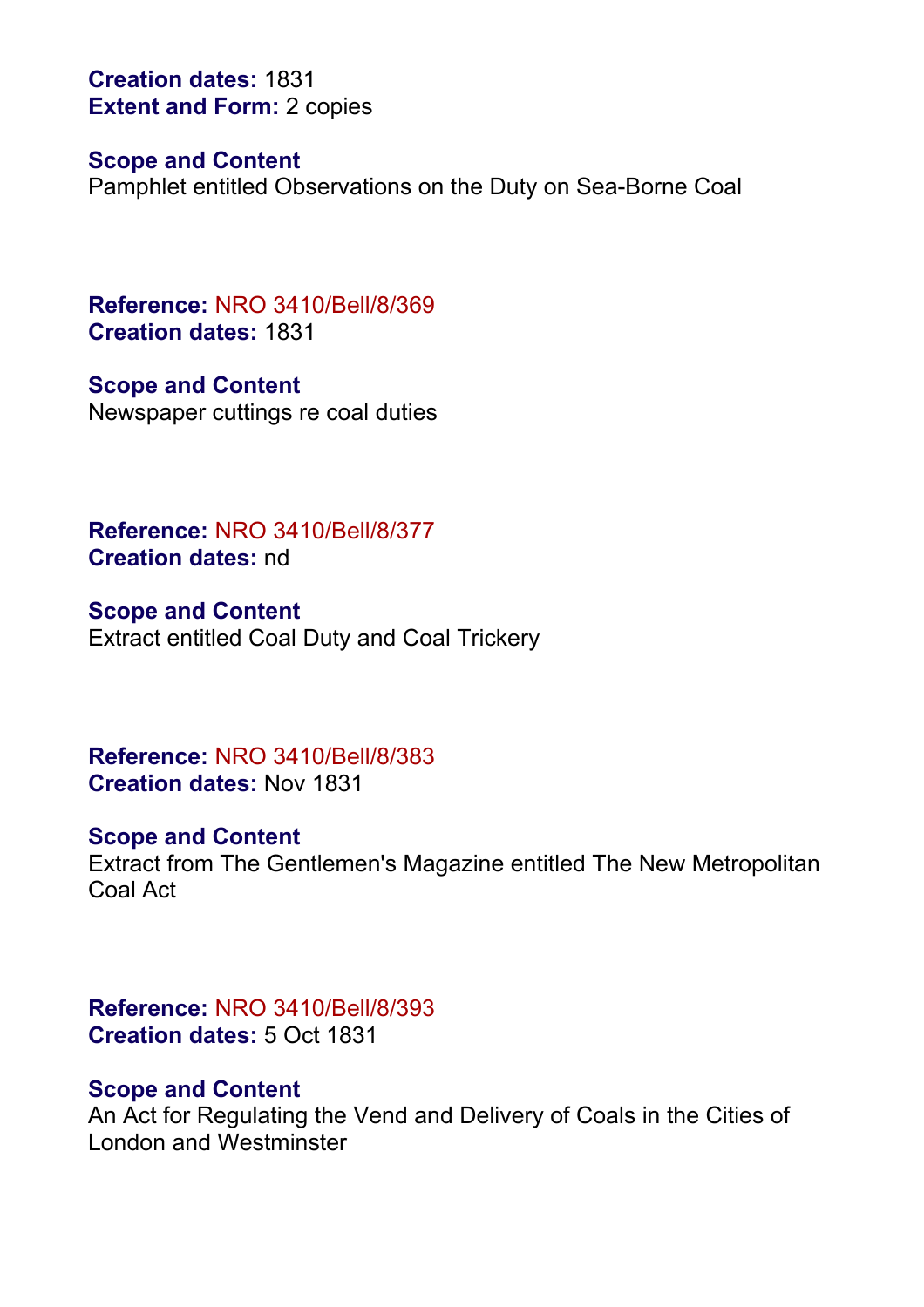**Creation dates:** 1831
**Extent and Form:** 2 copies

**Scope and Content**
Pamphlet entitled Observations on the Duty on Sea-Borne Coal

**Reference:** NRO 3410/Bell/8/369
**Creation dates:** 1831

**Scope and Content**
Newspaper cuttings re coal duties

**Reference:** NRO 3410/Bell/8/377
**Creation dates:** nd

**Scope and Content**
Extract entitled Coal Duty and Coal Trickery

**Reference:** NRO 3410/Bell/8/383
**Creation dates:** Nov 1831

**Scope and Content**
Extract from The Gentlemen's Magazine entitled The New Metropolitan Coal Act

**Reference:** NRO 3410/Bell/8/393
**Creation dates:** 5 Oct 1831

**Scope and Content**
An Act for Regulating the Vend and Delivery of Coals in the Cities of London and Westminster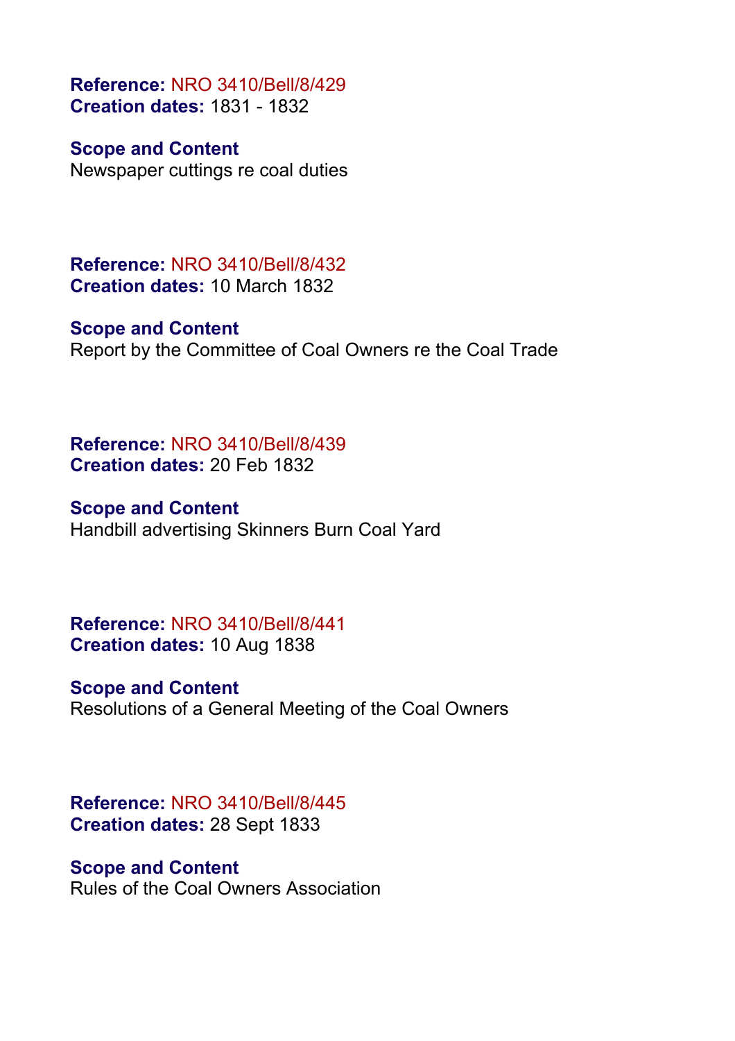**Reference:** NRO 3410/Bell/8/429
**Creation dates:** 1831 - 1832

**Scope and Content**
Newspaper cuttings re coal duties

**Reference:** NRO 3410/Bell/8/432
**Creation dates:** 10 March 1832

**Scope and Content**
Report by the Committee of Coal Owners re the Coal Trade

**Reference:** NRO 3410/Bell/8/439
**Creation dates:** 20 Feb 1832

**Scope and Content**
Handbill advertising Skinners Burn Coal Yard

**Reference:** NRO 3410/Bell/8/441
**Creation dates:** 10 Aug 1838

**Scope and Content**
Resolutions of a General Meeting of the Coal Owners

**Reference:** NRO 3410/Bell/8/445
**Creation dates:** 28 Sept 1833

**Scope and Content**
Rules of the Coal Owners Association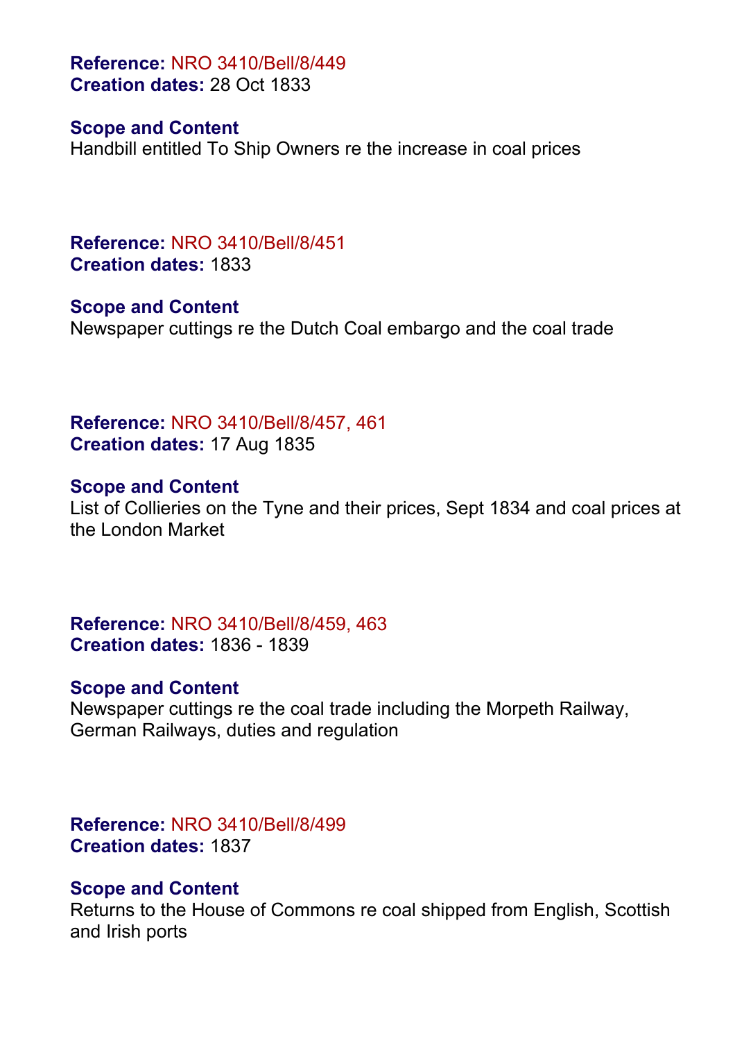**Reference:** NRO 3410/Bell/8/449
**Creation dates:** 28 Oct 1833

**Scope and Content**
Handbill entitled To Ship Owners re the increase in coal prices

**Reference:** NRO 3410/Bell/8/451
**Creation dates:** 1833

**Scope and Content**
Newspaper cuttings re the Dutch Coal embargo and the coal trade

**Reference:** NRO 3410/Bell/8/457, 461
**Creation dates:** 17 Aug 1835

**Scope and Content**
List of Collieries on the Tyne and their prices, Sept 1834 and coal prices at the London Market

**Reference:** NRO 3410/Bell/8/459, 463
**Creation dates:** 1836 - 1839

**Scope and Content**
Newspaper cuttings re the coal trade including the Morpeth Railway, German Railways, duties and regulation

**Reference:** NRO 3410/Bell/8/499
**Creation dates:** 1837

**Scope and Content**
Returns to the House of Commons re coal shipped from English, Scottish and Irish ports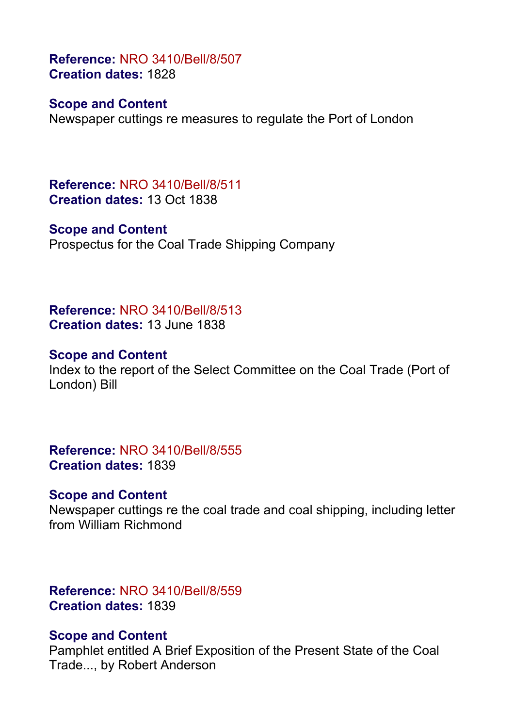**Reference:** NRO 3410/Bell/8/507
**Creation dates:** 1828

**Scope and Content**
Newspaper cuttings re measures to regulate the Port of London

**Reference:** NRO 3410/Bell/8/511
**Creation dates:** 13 Oct 1838

**Scope and Content**
Prospectus for the Coal Trade Shipping Company

**Reference:** NRO 3410/Bell/8/513
**Creation dates:** 13 June 1838

**Scope and Content**
Index to the report of the Select Committee on the Coal Trade (Port of London) Bill

**Reference:** NRO 3410/Bell/8/555
**Creation dates:** 1839

**Scope and Content**
Newspaper cuttings re the coal trade and coal shipping, including letter from William Richmond

**Reference:** NRO 3410/Bell/8/559
**Creation dates:** 1839

**Scope and Content**
Pamphlet entitled A Brief Exposition of the Present State of the Coal Trade..., by Robert Anderson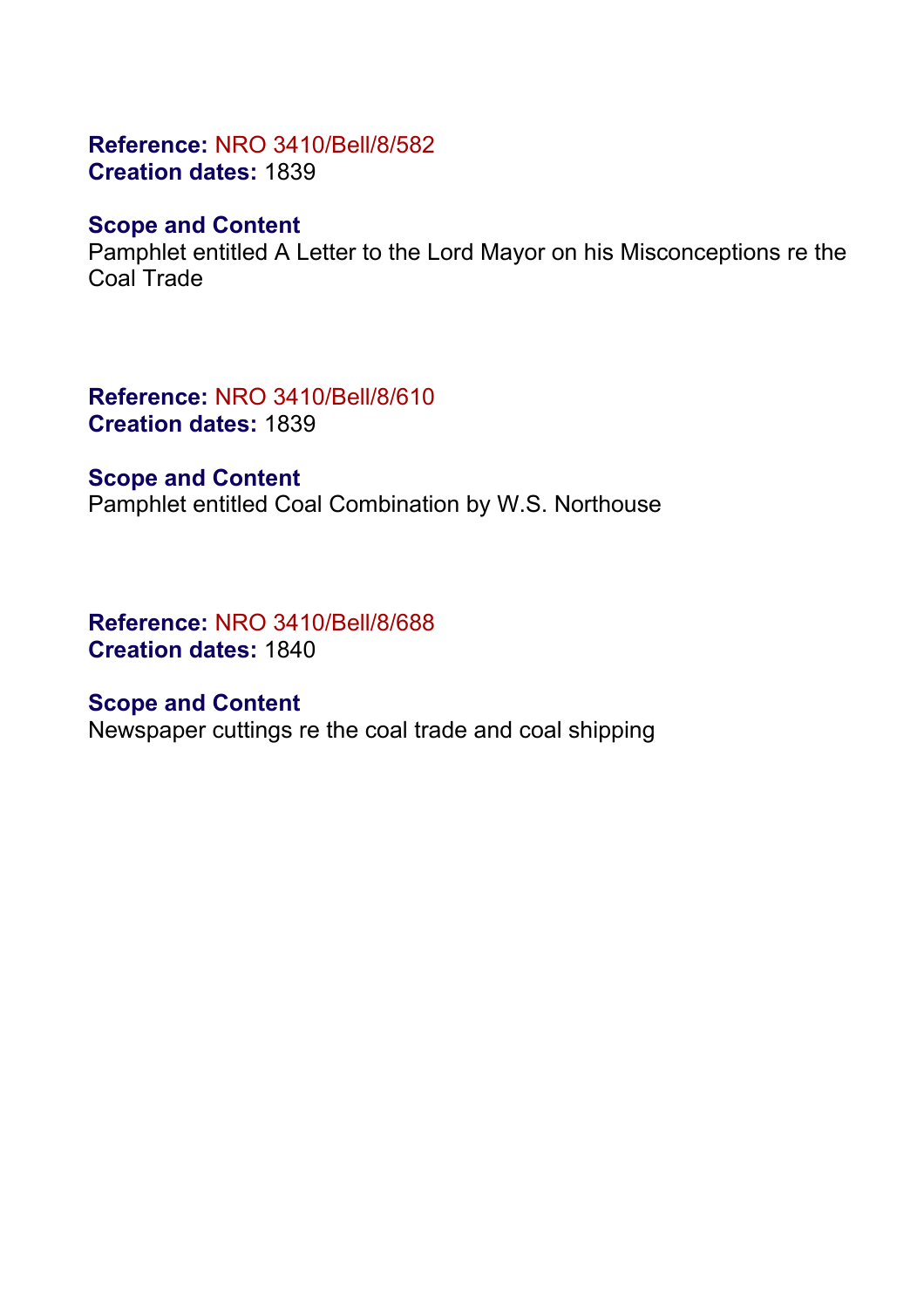**Reference:** NRO 3410/Bell/8/582
**Creation dates:** 1839

**Scope and Content**
Pamphlet entitled A Letter to the Lord Mayor on his Misconceptions re the Coal Trade

**Reference:** NRO 3410/Bell/8/610
**Creation dates:** 1839

**Scope and Content**
Pamphlet entitled Coal Combination by W.S. Northouse

**Reference:** NRO 3410/Bell/8/688
**Creation dates:** 1840

**Scope and Content**
Newspaper cuttings re the coal trade and coal shipping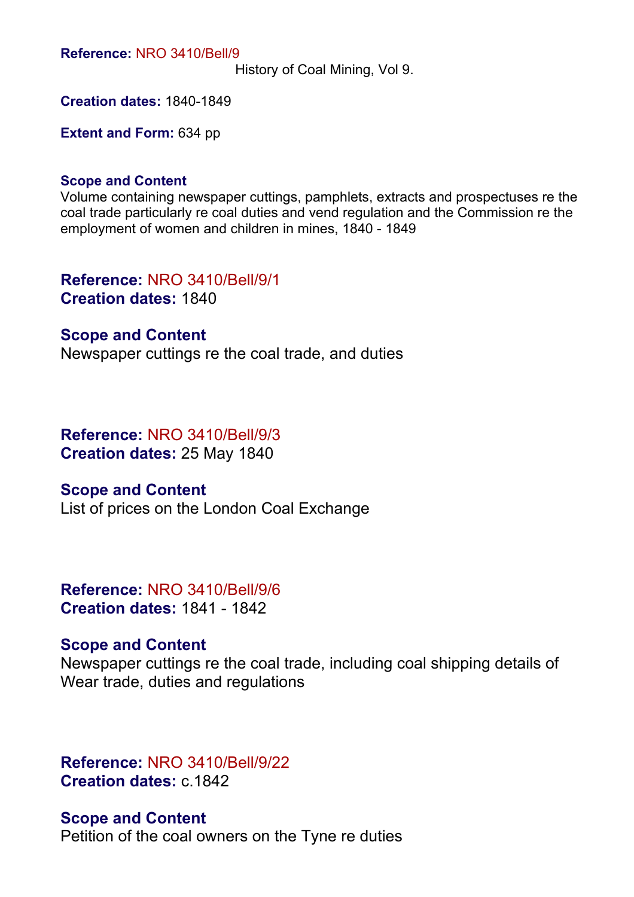**Reference:** NRO 3410/Bell/9

History of Coal Mining, Vol 9.

**Creation dates:** 1840-1849

**Extent and Form:** 634 pp

**Scope and Content**

Volume containing newspaper cuttings, pamphlets, extracts and prospectuses re the coal trade particularly re coal duties and vend regulation and the Commission re the employment of women and children in mines, 1840 - 1849

**Reference:** NRO 3410/Bell/9/1
**Creation dates:** 1840

**Scope and Content**

Newspaper cuttings re the coal trade, and duties

**Reference:** NRO 3410/Bell/9/3
**Creation dates:** 25 May 1840

**Scope and Content**

List of prices on the London Coal Exchange

**Reference:** NRO 3410/Bell/9/6
**Creation dates:** 1841 - 1842

**Scope and Content**

Newspaper cuttings re the coal trade, including coal shipping details of Wear trade, duties and regulations

**Reference:** NRO 3410/Bell/9/22
**Creation dates:** c.1842

**Scope and Content**

Petition of the coal owners on the Tyne re duties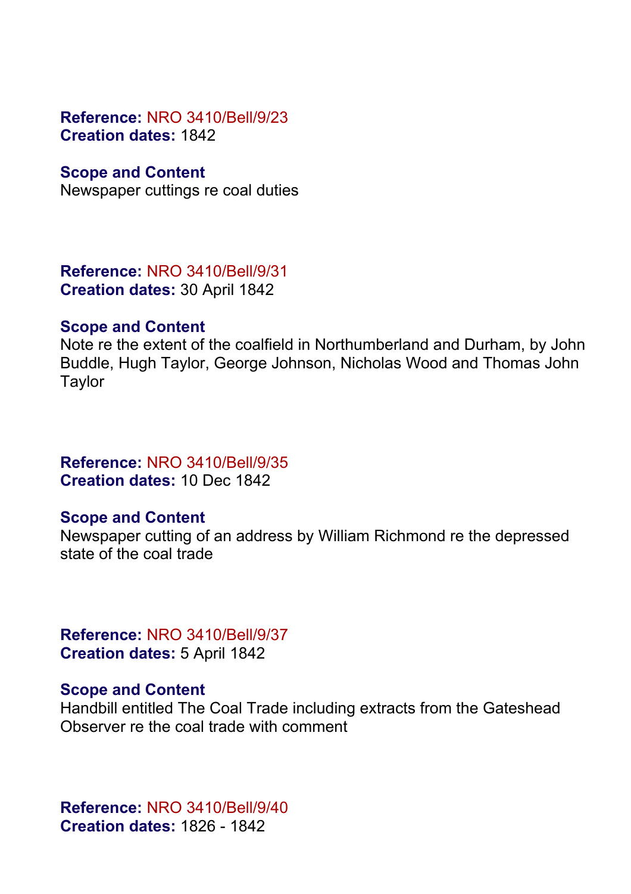**Reference:** NRO 3410/Bell/9/23
**Creation dates:** 1842

**Scope and Content**
Newspaper cuttings re coal duties

**Reference:** NRO 3410/Bell/9/31
**Creation dates:** 30 April 1842

**Scope and Content**
Note re the extent of the coalfield in Northumberland and Durham, by John Buddle, Hugh Taylor, George Johnson, Nicholas Wood and Thomas John Taylor

**Reference:** NRO 3410/Bell/9/35
**Creation dates:** 10 Dec 1842

**Scope and Content**
Newspaper cutting of an address by William Richmond re the depressed state of the coal trade

**Reference:** NRO 3410/Bell/9/37
**Creation dates:** 5 April 1842

**Scope and Content**
Handbill entitled The Coal Trade including extracts from the Gateshead Observer re the coal trade with comment

**Reference:** NRO 3410/Bell/9/40
**Creation dates:** 1826 - 1842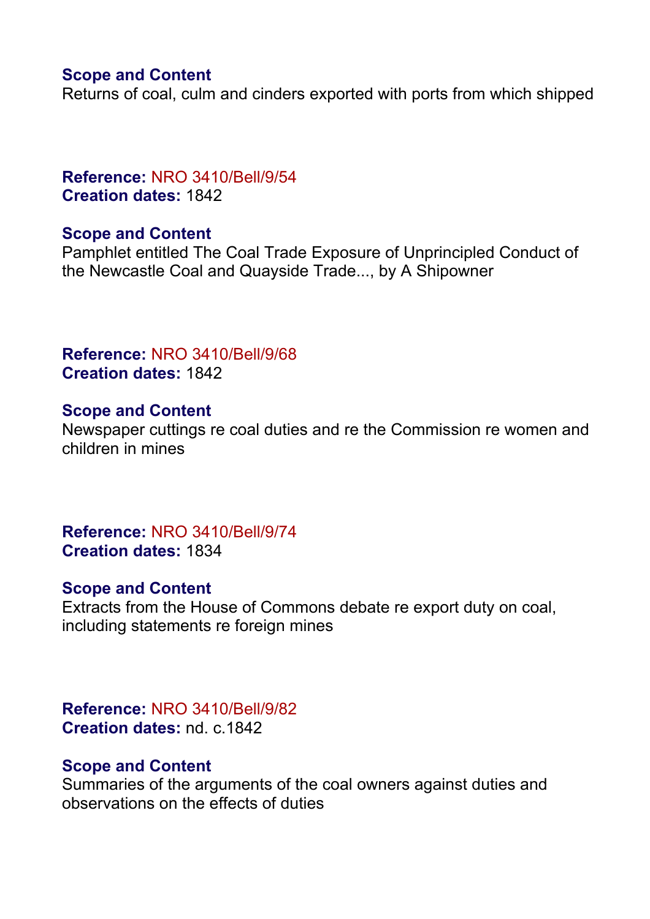**Scope and Content**
Returns of coal, culm and cinders exported with ports from which shipped

**Reference:** NRO 3410/Bell/9/54
**Creation dates:** 1842

**Scope and Content**
Pamphlet entitled The Coal Trade Exposure of Unprincipled Conduct of the Newcastle Coal and Quayside Trade..., by A Shipowner

**Reference:** NRO 3410/Bell/9/68
**Creation dates:** 1842

**Scope and Content**
Newspaper cuttings re coal duties and re the Commission re women and children in mines

**Reference:** NRO 3410/Bell/9/74
**Creation dates:** 1834

**Scope and Content**
Extracts from the House of Commons debate re export duty on coal, including statements re foreign mines

**Reference:** NRO 3410/Bell/9/82
**Creation dates:** nd. c.1842

**Scope and Content**
Summaries of the arguments of the coal owners against duties and observations on the effects of duties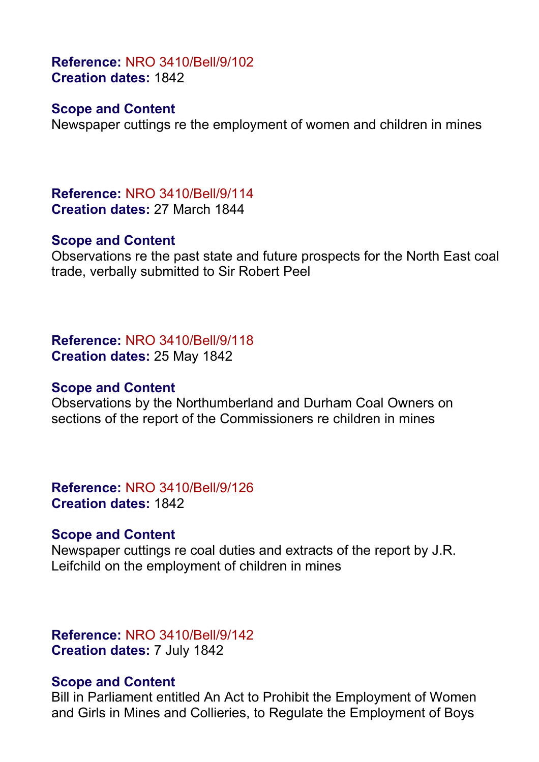**Reference:** NRO 3410/Bell/9/102
**Creation dates:** 1842

**Scope and Content**
Newspaper cuttings re the employment of women and children in mines

**Reference:** NRO 3410/Bell/9/114
**Creation dates:** 27 March 1844

**Scope and Content**
Observations re the past state and future prospects for the North East coal trade, verbally submitted to Sir Robert Peel

**Reference:** NRO 3410/Bell/9/118
**Creation dates:** 25 May 1842

**Scope and Content**
Observations by the Northumberland and Durham Coal Owners on sections of the report of the Commissioners re children in mines

**Reference:** NRO 3410/Bell/9/126
**Creation dates:** 1842

**Scope and Content**
Newspaper cuttings re coal duties and extracts of the report by J.R. Leifchild on the employment of children in mines

**Reference:** NRO 3410/Bell/9/142
**Creation dates:** 7 July 1842

**Scope and Content**
Bill in Parliament entitled An Act to Prohibit the Employment of Women and Girls in Mines and Collieries, to Regulate the Employment of Boys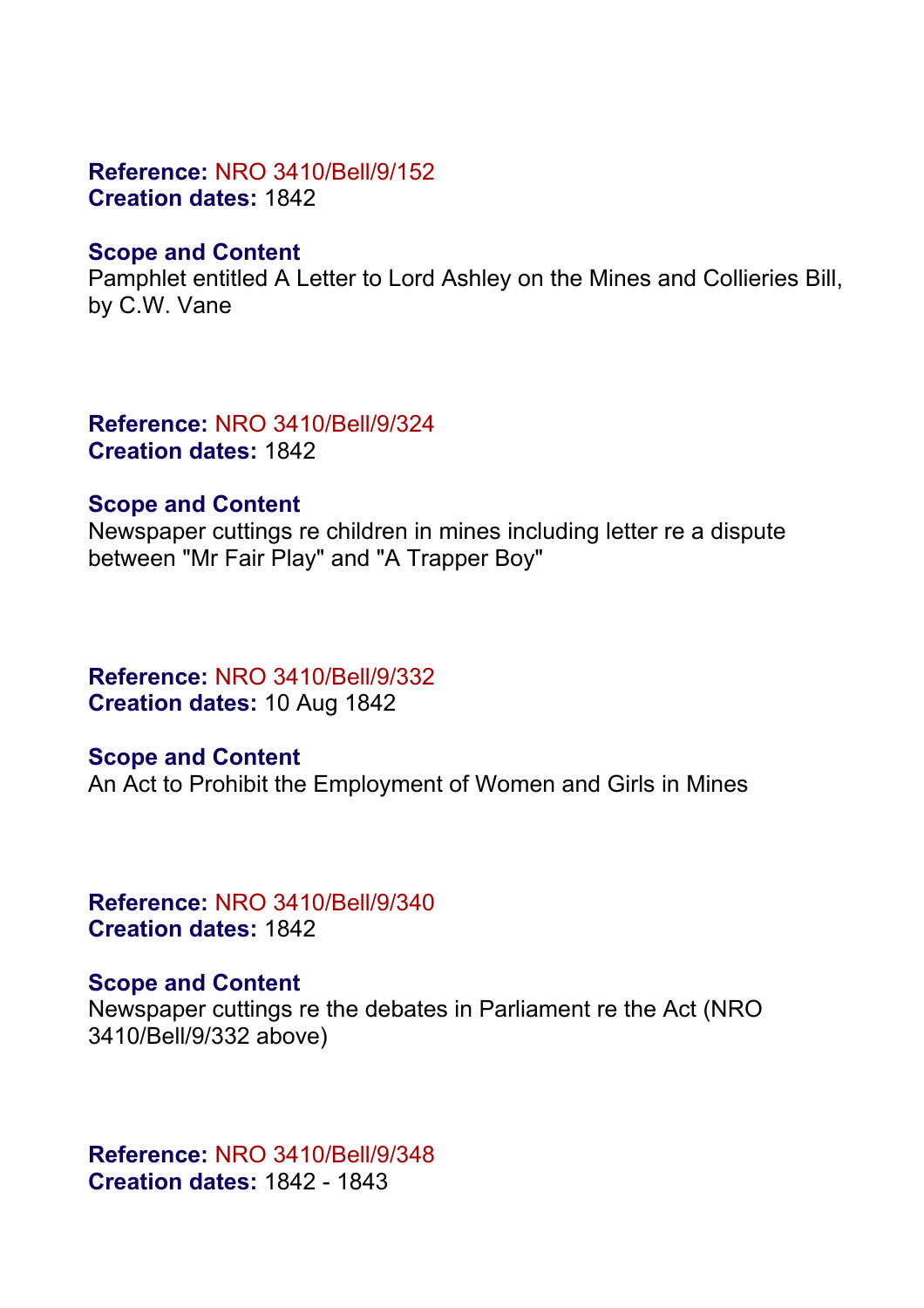**Reference:** NRO 3410/Bell/9/152
**Creation dates:** 1842

**Scope and Content**
Pamphlet entitled A Letter to Lord Ashley on the Mines and Collieries Bill, by C.W. Vane

**Reference:** NRO 3410/Bell/9/324
**Creation dates:** 1842

**Scope and Content**
Newspaper cuttings re children in mines including letter re a dispute between "Mr Fair Play" and "A Trapper Boy"

**Reference:** NRO 3410/Bell/9/332
**Creation dates:** 10 Aug 1842

**Scope and Content**
An Act to Prohibit the Employment of Women and Girls in Mines

**Reference:** NRO 3410/Bell/9/340
**Creation dates:** 1842

**Scope and Content**
Newspaper cuttings re the debates in Parliament re the Act (NRO 3410/Bell/9/332 above)

**Reference:** NRO 3410/Bell/9/348
**Creation dates:** 1842 - 1843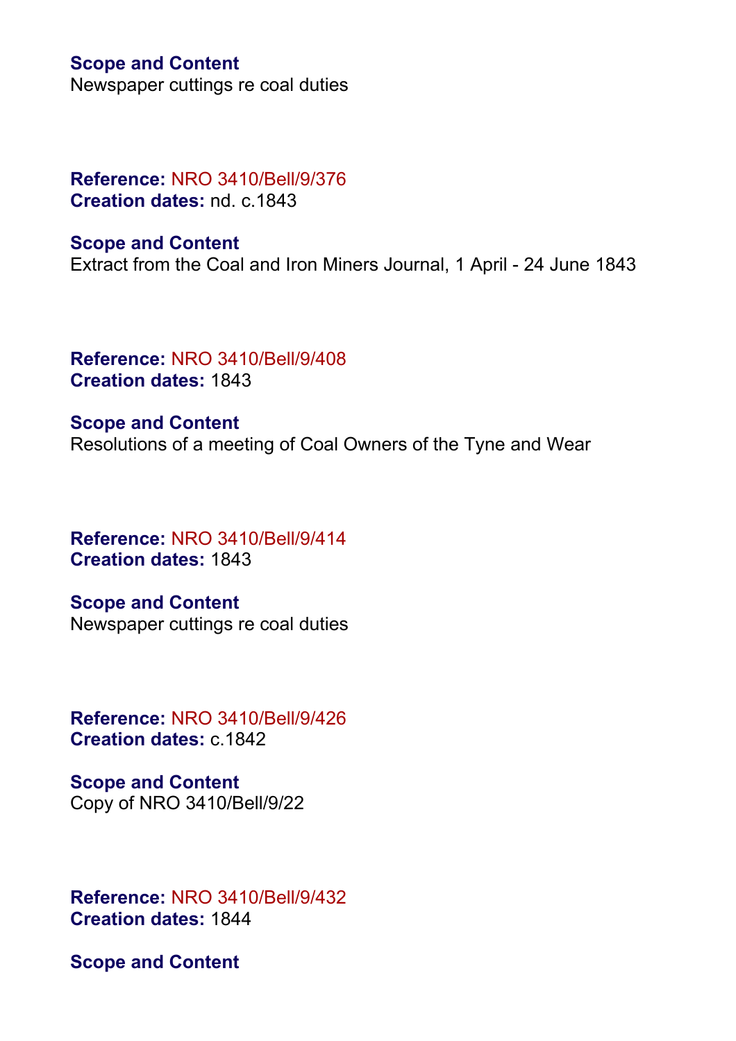**Scope and Content**
Newspaper cuttings re coal duties

**Reference:** NRO 3410/Bell/9/376
**Creation dates:** nd. c.1843

**Scope and Content**
Extract from the Coal and Iron Miners Journal, 1 April - 24 June 1843

**Reference:** NRO 3410/Bell/9/408
**Creation dates:** 1843

**Scope and Content**
Resolutions of a meeting of Coal Owners of the Tyne and Wear

**Reference:** NRO 3410/Bell/9/414
**Creation dates:** 1843

**Scope and Content**
Newspaper cuttings re coal duties

**Reference:** NRO 3410/Bell/9/426
**Creation dates:** c.1842

**Scope and Content**
Copy of NRO 3410/Bell/9/22

**Reference:** NRO 3410/Bell/9/432
**Creation dates:** 1844

**Scope and Content**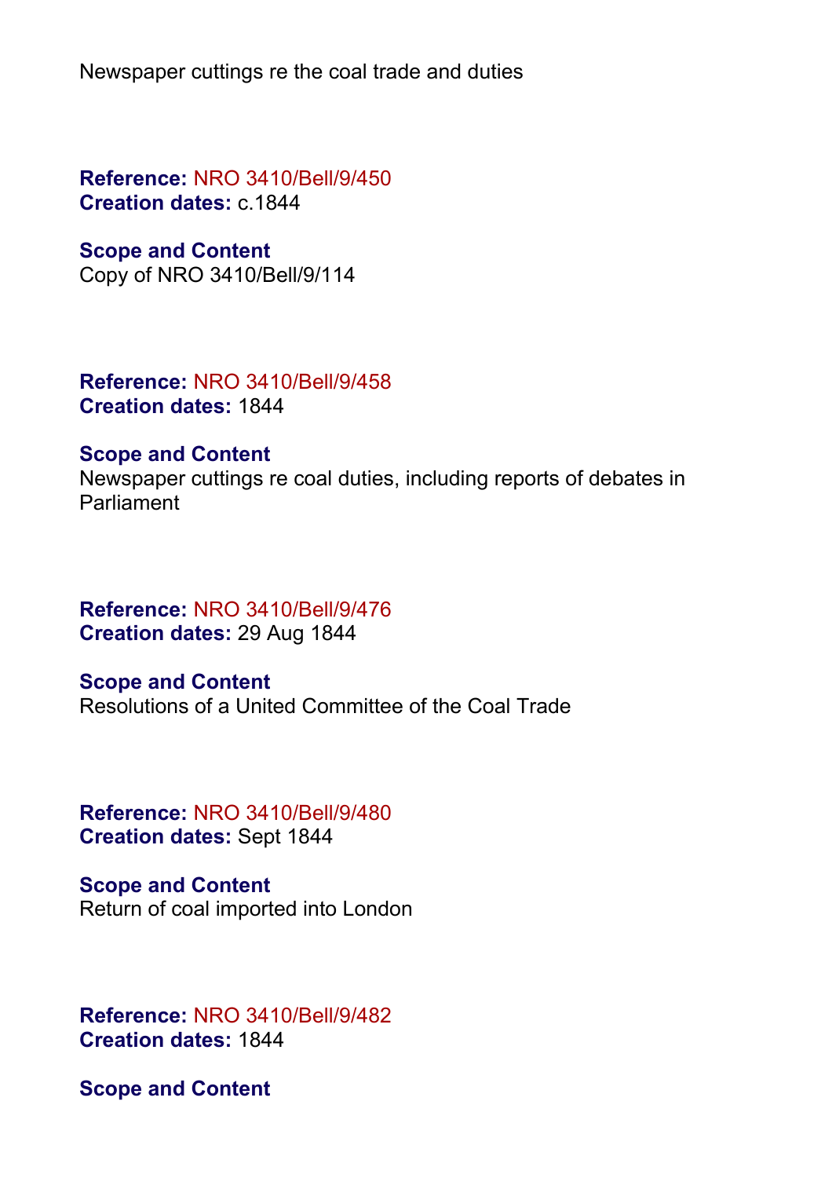Newspaper cuttings re the coal trade and duties

**Reference:** NRO 3410/Bell/9/450
**Creation dates:** c.1844

**Scope and Content**
Copy of NRO 3410/Bell/9/114

**Reference:** NRO 3410/Bell/9/458
**Creation dates:** 1844

**Scope and Content**
Newspaper cuttings re coal duties, including reports of debates in Parliament

**Reference:** NRO 3410/Bell/9/476
**Creation dates:** 29 Aug 1844

**Scope and Content**
Resolutions of a United Committee of the Coal Trade

**Reference:** NRO 3410/Bell/9/480
**Creation dates:** Sept 1844

**Scope and Content**
Return of coal imported into London

**Reference:** NRO 3410/Bell/9/482
**Creation dates:** 1844

**Scope and Content**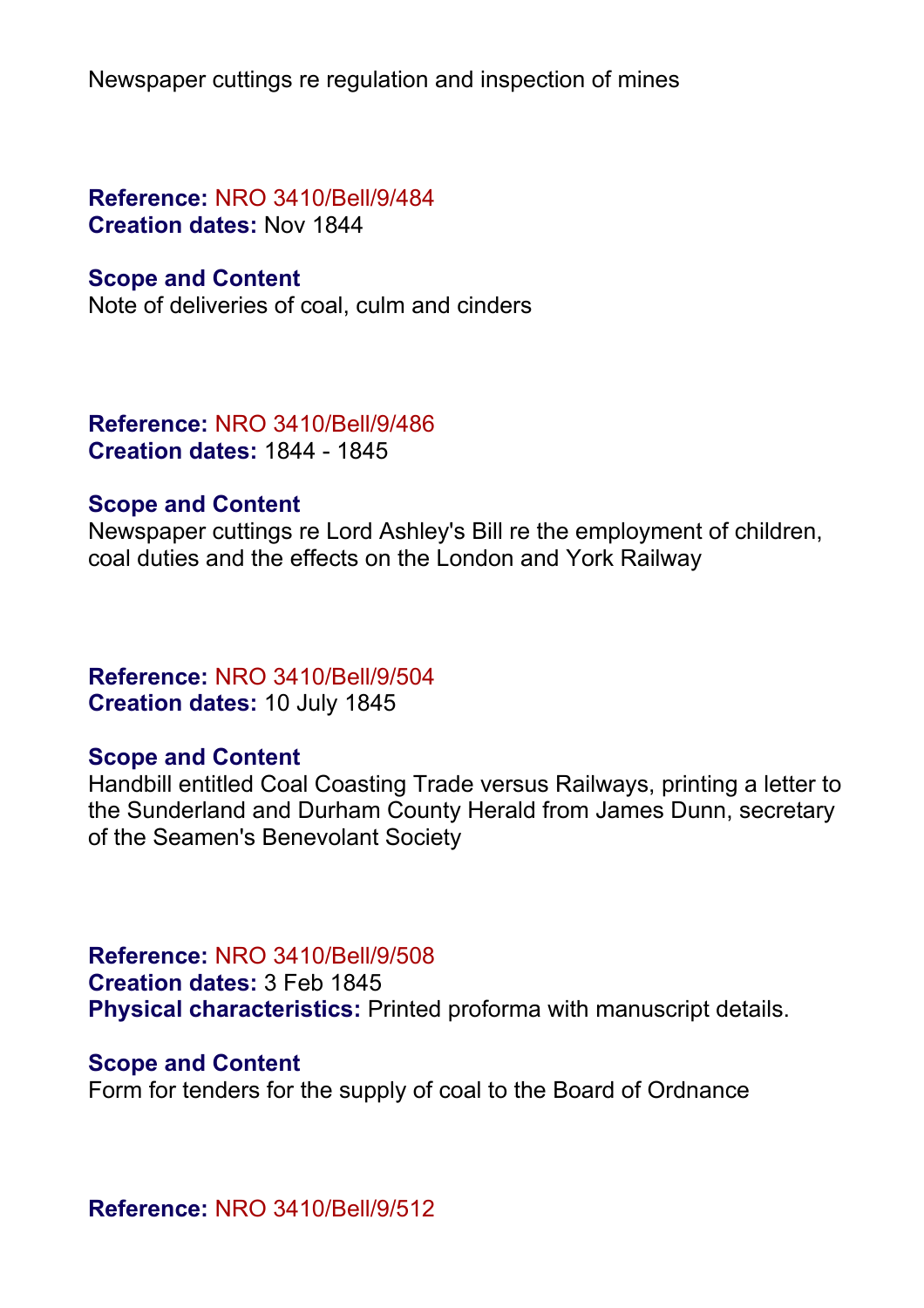Newspaper cuttings re regulation and inspection of mines

**Reference:** NRO 3410/Bell/9/484
**Creation dates:** Nov 1844

**Scope and Content**
Note of deliveries of coal, culm and cinders

**Reference:** NRO 3410/Bell/9/486
**Creation dates:** 1844 - 1845

**Scope and Content**
Newspaper cuttings re Lord Ashley's Bill re the employment of children, coal duties and the effects on the London and York Railway

**Reference:** NRO 3410/Bell/9/504
**Creation dates:** 10 July 1845

**Scope and Content**
Handbill entitled Coal Coasting Trade versus Railways, printing a letter to the Sunderland and Durham County Herald from James Dunn, secretary of the Seamen's Benevolant Society

**Reference:** NRO 3410/Bell/9/508
**Creation dates:** 3 Feb 1845
**Physical characteristics:** Printed proforma with manuscript details.

**Scope and Content**
Form for tenders for the supply of coal to the Board of Ordnance

**Reference:** NRO 3410/Bell/9/512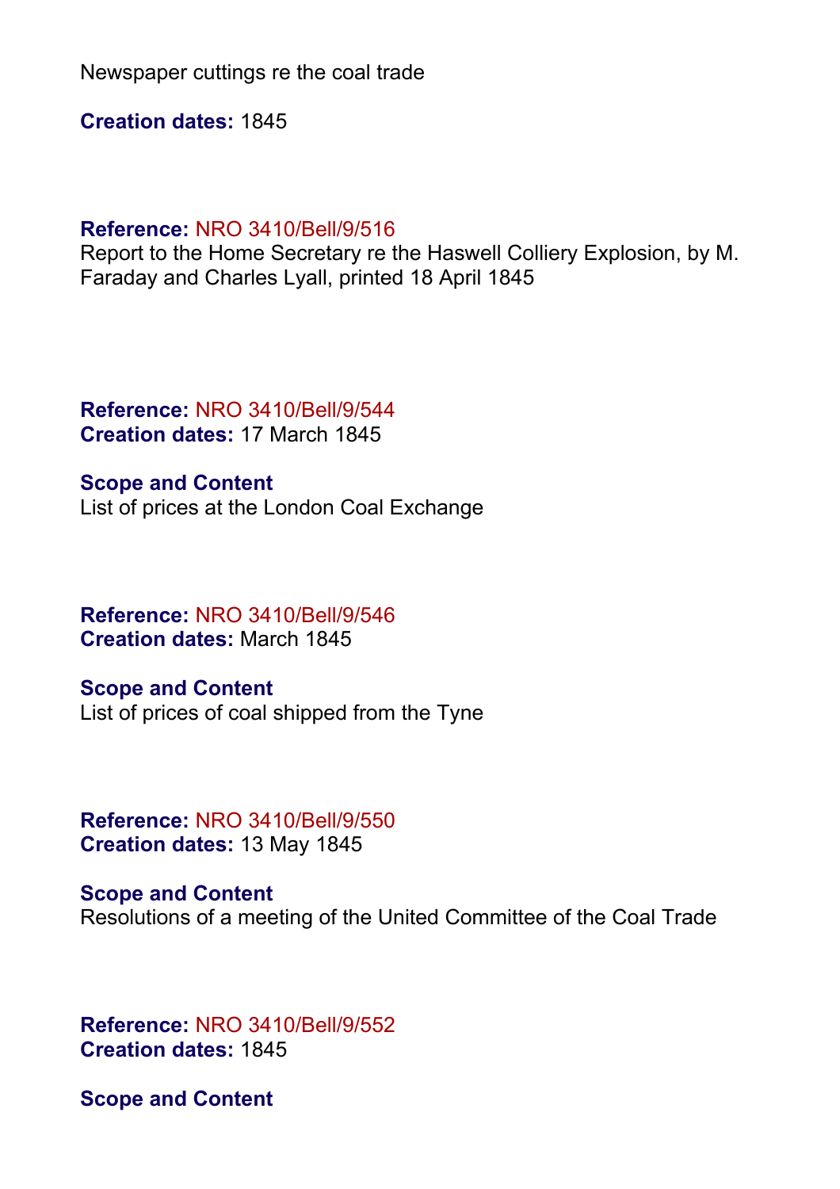Newspaper cuttings re the coal trade

**Creation dates:** 1845

**Reference:** NRO 3410/Bell/9/516
Report to the Home Secretary re the Haswell Colliery Explosion, by M. Faraday and Charles Lyall, printed 18 April 1845

**Reference:** NRO 3410/Bell/9/544
**Creation dates:** 17 March 1845

**Scope and Content**
List of prices at the London Coal Exchange

**Reference:** NRO 3410/Bell/9/546
**Creation dates:** March 1845

**Scope and Content**
List of prices of coal shipped from the Tyne

**Reference:** NRO 3410/Bell/9/550
**Creation dates:** 13 May 1845

**Scope and Content**
Resolutions of a meeting of the United Committee of the Coal Trade

**Reference:** NRO 3410/Bell/9/552
**Creation dates:** 1845

**Scope and Content**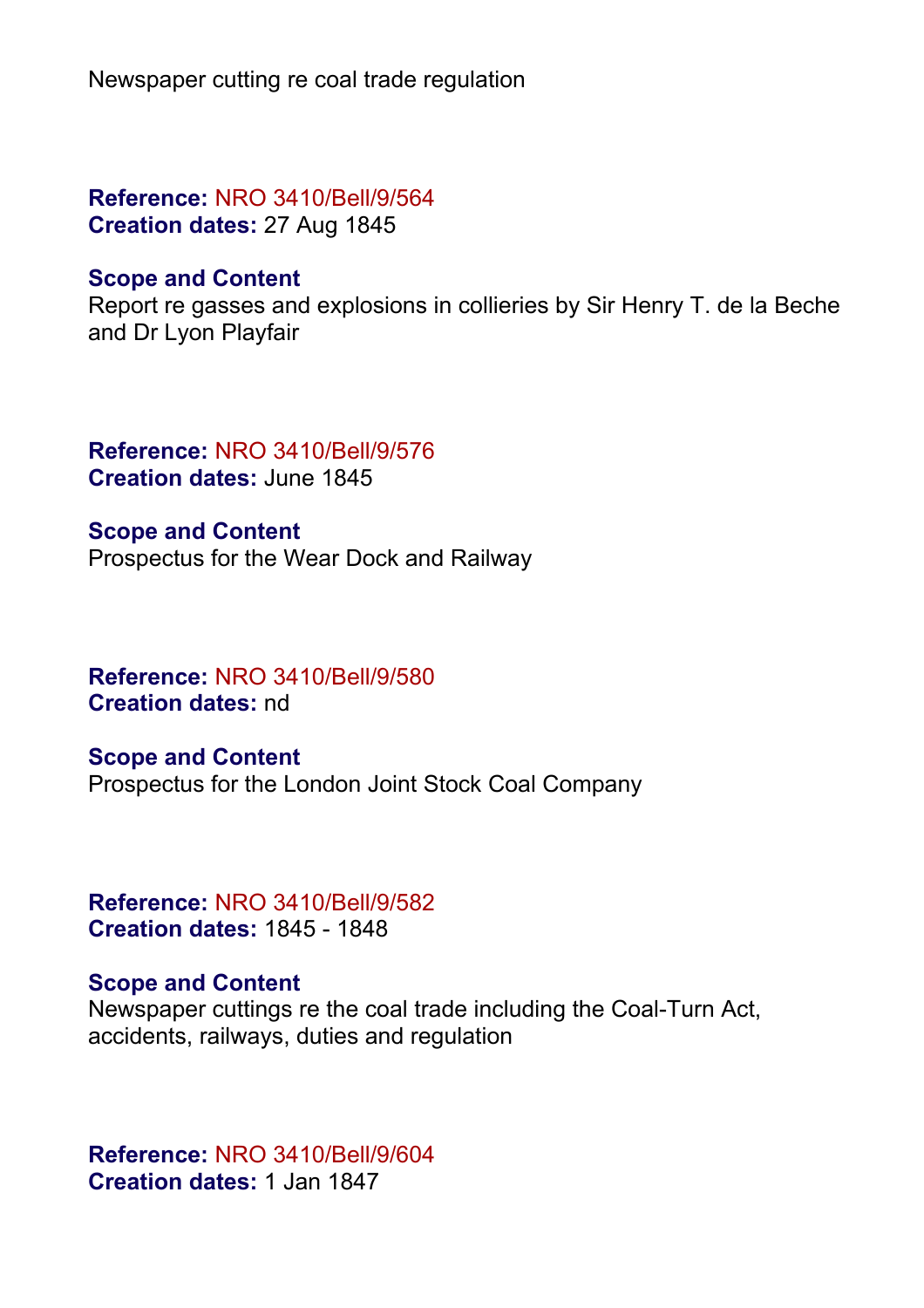Newspaper cutting re coal trade regulation

**Reference:** NRO 3410/Bell/9/564
**Creation dates:** 27 Aug 1845

**Scope and Content**
Report re gasses and explosions in collieries by Sir Henry T. de la Beche and Dr Lyon Playfair

**Reference:** NRO 3410/Bell/9/576
**Creation dates:** June 1845

**Scope and Content**
Prospectus for the Wear Dock and Railway

**Reference:** NRO 3410/Bell/9/580
**Creation dates:** nd

**Scope and Content**
Prospectus for the London Joint Stock Coal Company

**Reference:** NRO 3410/Bell/9/582
**Creation dates:** 1845 - 1848

**Scope and Content**
Newspaper cuttings re the coal trade including the Coal-Turn Act, accidents, railways, duties and regulation

**Reference:** NRO 3410/Bell/9/604
**Creation dates:** 1 Jan 1847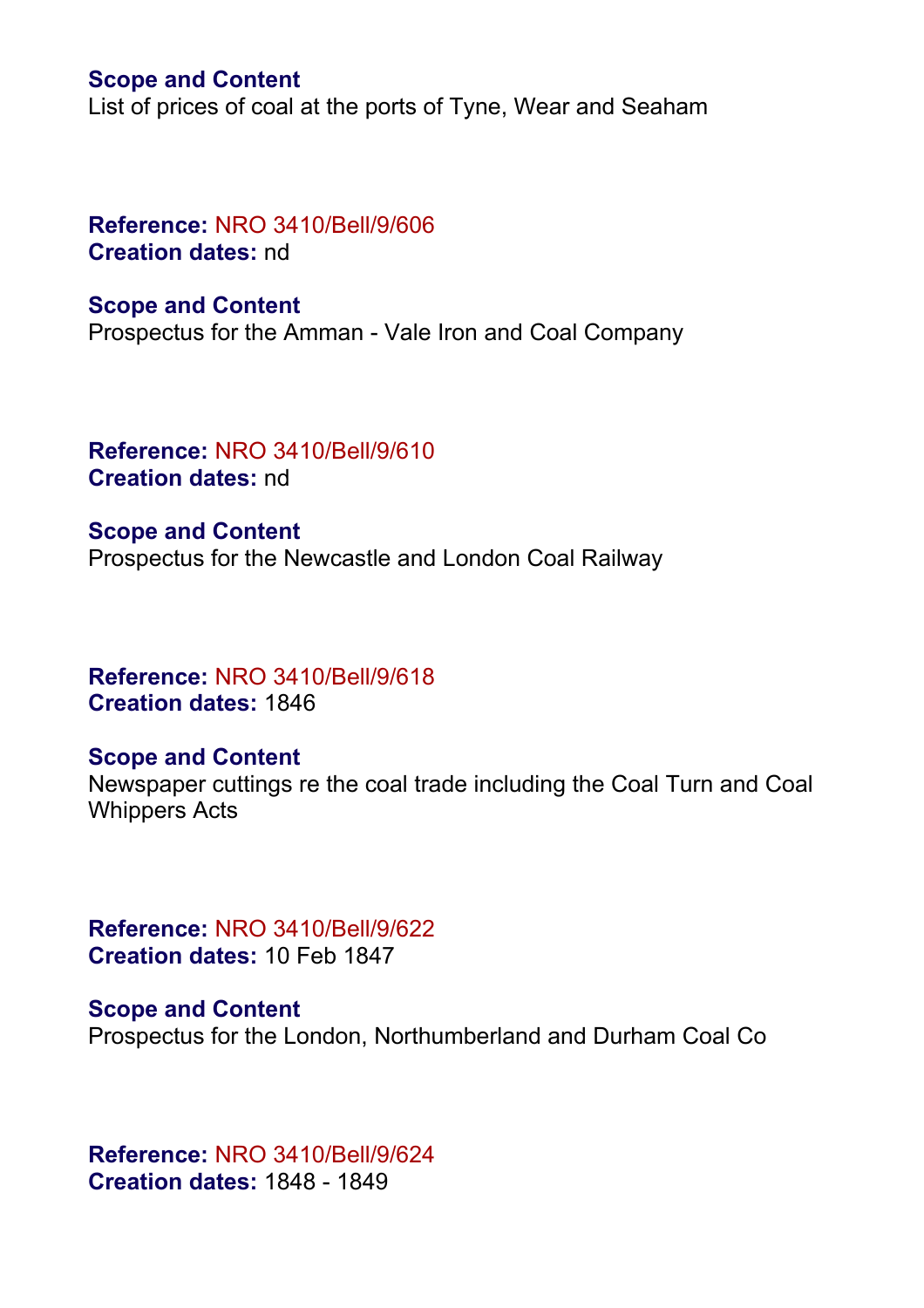**Scope and Content**
List of prices of coal at the ports of Tyne, Wear and Seaham

**Reference:** NRO 3410/Bell/9/606
**Creation dates:** nd

**Scope and Content**
Prospectus for the Amman - Vale Iron and Coal Company

**Reference:** NRO 3410/Bell/9/610
**Creation dates:** nd

**Scope and Content**
Prospectus for the Newcastle and London Coal Railway

**Reference:** NRO 3410/Bell/9/618
**Creation dates:** 1846

**Scope and Content**
Newspaper cuttings re the coal trade including the Coal Turn and Coal Whippers Acts

**Reference:** NRO 3410/Bell/9/622
**Creation dates:** 10 Feb 1847

**Scope and Content**
Prospectus for the London, Northumberland and Durham Coal Co

**Reference:** NRO 3410/Bell/9/624
**Creation dates:** 1848 - 1849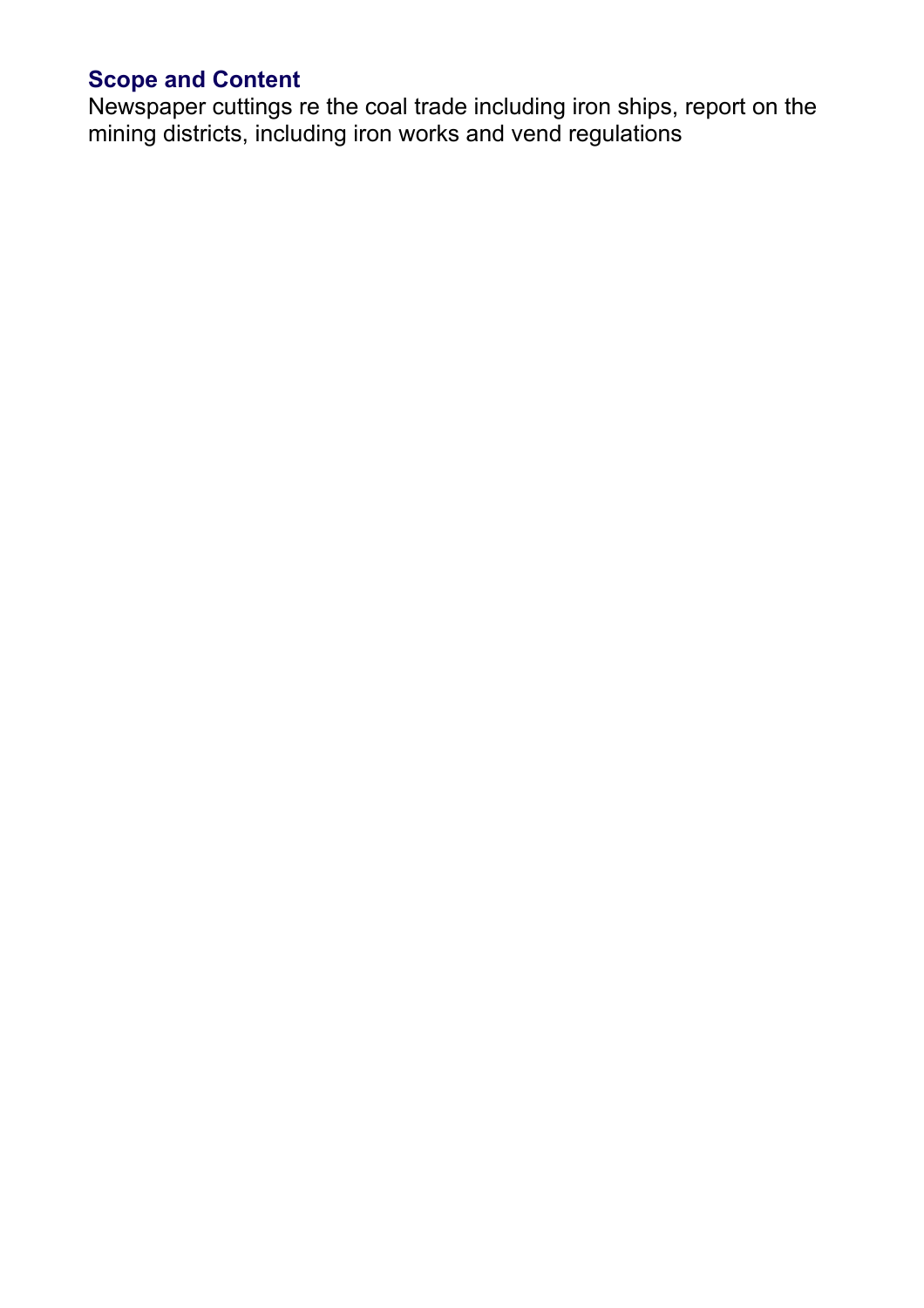### Scope and Content

Newspaper cuttings re the coal trade including iron ships, report on the mining districts, including iron works and vend regulations